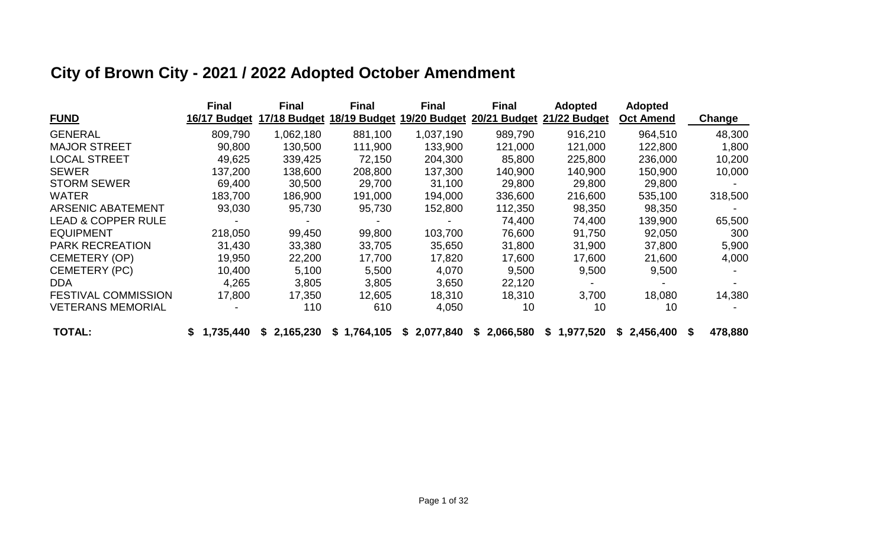# City of Brown City - 2021 / 2022 Adopted October Amendment

| FUND | Final 16/17 Budget | Final 17/18 Budget | Final 18/19 Budget | Final 19/20 Budget | Final 20/21 Budget | Adopted 21/22 Budget | Adopted Oct Amend | Change |
|---|---|---|---|---|---|---|---|---|
| GENERAL | 809,790 | 1,062,180 | 881,100 | 1,037,190 | 989,790 | 916,210 | 964,510 | 48,300 |
| MAJOR STREET | 90,800 | 130,500 | 111,900 | 133,900 | 121,000 | 121,000 | 122,800 | 1,800 |
| LOCAL STREET | 49,625 | 339,425 | 72,150 | 204,300 | 85,800 | 225,800 | 236,000 | 10,200 |
| SEWER | 137,200 | 138,600 | 208,800 | 137,300 | 140,900 | 140,900 | 150,900 | 10,000 |
| STORM SEWER | 69,400 | 30,500 | 29,700 | 31,100 | 29,800 | 29,800 | 29,800 | - |
| WATER | 183,700 | 186,900 | 191,000 | 194,000 | 336,600 | 216,600 | 535,100 | 318,500 |
| ARSENIC ABATEMENT | 93,030 | 95,730 | 95,730 | 152,800 | 112,350 | 98,350 | 98,350 | - |
| LEAD & COPPER RULE | - | - | - | - | 74,400 | 74,400 | 139,900 | 65,500 |
| EQUIPMENT | 218,050 | 99,450 | 99,800 | 103,700 | 76,600 | 91,750 | 92,050 | 300 |
| PARK RECREATION | 31,430 | 33,380 | 33,705 | 35,650 | 31,800 | 31,900 | 37,800 | 5,900 |
| CEMETERY (OP) | 19,950 | 22,200 | 17,700 | 17,820 | 17,600 | 17,600 | 21,600 | 4,000 |
| CEMETERY (PC) | 10,400 | 5,100 | 5,500 | 4,070 | 9,500 | 9,500 | 9,500 | - |
| DDA | 4,265 | 3,805 | 3,805 | 3,650 | 22,120 | - | - | - |
| FESTIVAL COMMISSION | 17,800 | 17,350 | 12,605 | 18,310 | 18,310 | 3,700 | 18,080 | 14,380 |
| VETERANS MEMORIAL | - | 110 | 610 | 4,050 | 10 | 10 | 10 | - |
| **TOTAL:** | **$ 1,735,440** | **$ 2,165,230** | **$ 1,764,105** | **$ 2,077,840** | **$ 2,066,580** | **$ 1,977,520** | **$ 2,456,400** | **$ 478,880** |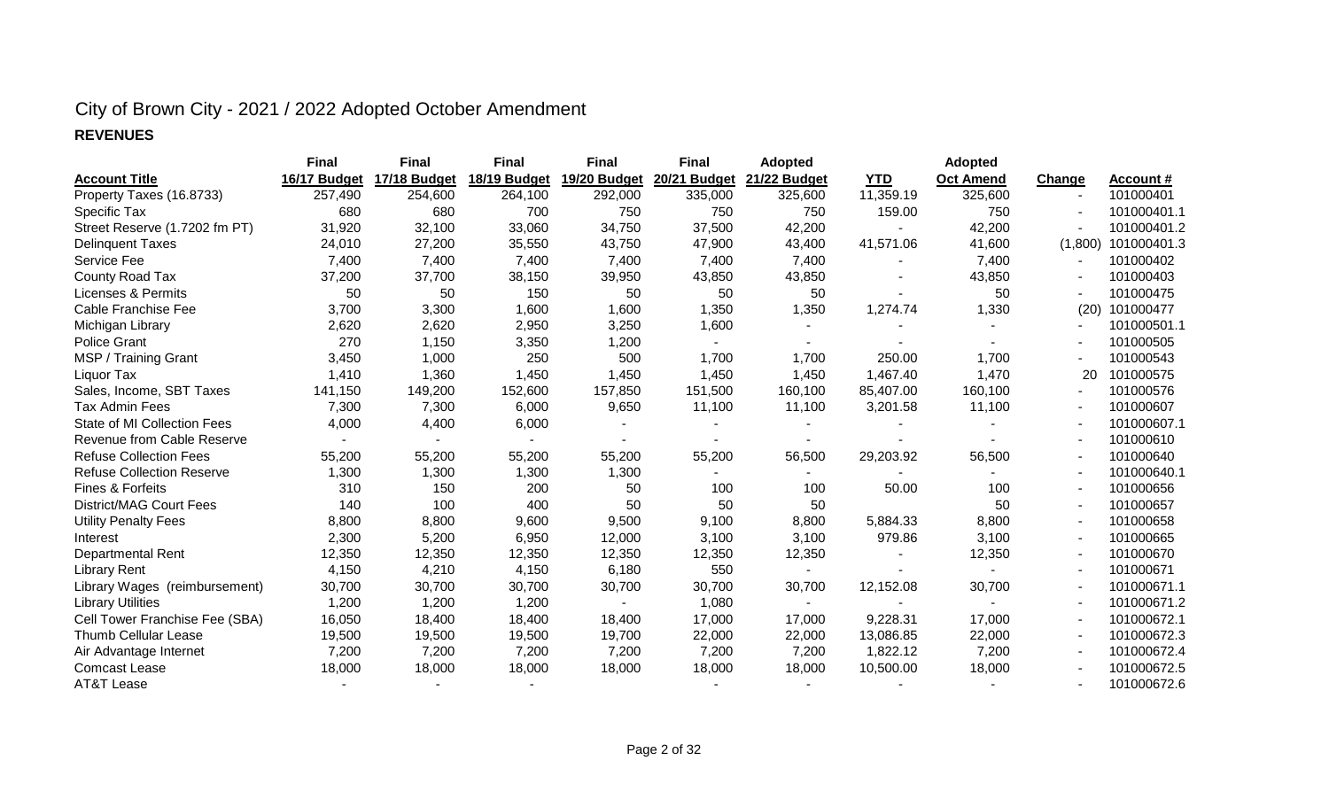# City of Brown City - 2021 / 2022 Adopted October Amendment

## REVENUES

| Account Title | Final 16/17 Budget | Final 17/18 Budget | Final 18/19 Budget | Final 19/20 Budget | Final 20/21 Budget | Adopted 21/22 Budget | YTD | Adopted Oct Amend | Change | Account # |
|---|---|---|---|---|---|---|---|---|---|---|
| Property Taxes (16.8733) | 257,490 | 254,600 | 264,100 | 292,000 | 335,000 | 325,600 | 11,359.19 | 325,600 | - | 101000401 |
| Specific Tax | 680 | 680 | 700 | 750 | 750 | 750 | 159.00 | 750 | - | 101000401.1 |
| Street Reserve (1.7202 fm PT) | 31,920 | 32,100 | 33,060 | 34,750 | 37,500 | 42,200 | - | 42,200 | - | 101000401.2 |
| Delinquent Taxes | 24,010 | 27,200 | 35,550 | 43,750 | 47,900 | 43,400 | 41,571.06 | 41,600 | (1,800) | 101000401.3 |
| Service Fee | 7,400 | 7,400 | 7,400 | 7,400 | 7,400 | 7,400 | - | 7,400 | - | 101000402 |
| County Road Tax | 37,200 | 37,700 | 38,150 | 39,950 | 43,850 | 43,850 | - | 43,850 | - | 101000403 |
| Licenses & Permits | 50 | 50 | 150 | 50 | 50 | 50 | - | 50 | - | 101000475 |
| Cable Franchise Fee | 3,700 | 3,300 | 1,600 | 1,600 | 1,350 | 1,350 | 1,274.74 | 1,330 | (20) | 101000477 |
| Michigan Library | 2,620 | 2,620 | 2,950 | 3,250 | 1,600 | - | - | - | - | 101000501.1 |
| Police Grant | 270 | 1,150 | 3,350 | 1,200 | - | - | - | - | - | 101000505 |
| MSP / Training Grant | 3,450 | 1,000 | 250 | 500 | 1,700 | 1,700 | 250.00 | 1,700 | - | 101000543 |
| Liquor Tax | 1,410 | 1,360 | 1,450 | 1,450 | 1,450 | 1,450 | 1,467.40 | 1,470 | 20 | 101000575 |
| Sales, Income, SBT Taxes | 141,150 | 149,200 | 152,600 | 157,850 | 151,500 | 160,100 | 85,407.00 | 160,100 | - | 101000576 |
| Tax Admin Fees | 7,300 | 7,300 | 6,000 | 9,650 | 11,100 | 11,100 | 3,201.58 | 11,100 | - | 101000607 |
| State of MI Collection Fees | 4,000 | 4,400 | 6,000 | - | - | - | - | - | - | 101000607.1 |
| Revenue from Cable Reserve | - | - | - | - | - | - | - | - | - | 101000610 |
| Refuse Collection Fees | 55,200 | 55,200 | 55,200 | 55,200 | 55,200 | 56,500 | 29,203.92 | 56,500 | - | 101000640 |
| Refuse Collection Reserve | 1,300 | 1,300 | 1,300 | 1,300 | - | - | - | - | - | 101000640.1 |
| Fines & Forfeits | 310 | 150 | 200 | 50 | 100 | 100 | 50.00 | 100 | - | 101000656 |
| District/MAG Court Fees | 140 | 100 | 400 | 50 | 50 | 50 | | 50 | - | 101000657 |
| Utility Penalty Fees | 8,800 | 8,800 | 9,600 | 9,500 | 9,100 | 8,800 | 5,884.33 | 8,800 | - | 101000658 |
| Interest | 2,300 | 5,200 | 6,950 | 12,000 | 3,100 | 3,100 | 979.86 | 3,100 | - | 101000665 |
| Departmental Rent | 12,350 | 12,350 | 12,350 | 12,350 | 12,350 | 12,350 | - | 12,350 | - | 101000670 |
| Library Rent | 4,150 | 4,210 | 4,150 | 6,180 | 550 | - | - | - | - | 101000671 |
| Library Wages (reimbursement) | 30,700 | 30,700 | 30,700 | 30,700 | 30,700 | 30,700 | 12,152.08 | 30,700 | - | 101000671.1 |
| Library Utilities | 1,200 | 1,200 | 1,200 | - | 1,080 | - | - | - | - | 101000671.2 |
| Cell Tower Franchise Fee (SBA) | 16,050 | 18,400 | 18,400 | 18,400 | 17,000 | 17,000 | 9,228.31 | 17,000 | - | 101000672.1 |
| Thumb Cellular Lease | 19,500 | 19,500 | 19,500 | 19,700 | 22,000 | 22,000 | 13,086.85 | 22,000 | - | 101000672.3 |
| Air Advantage Internet | 7,200 | 7,200 | 7,200 | 7,200 | 7,200 | 7,200 | 1,822.12 | 7,200 | - | 101000672.4 |
| Comcast Lease | 18,000 | 18,000 | 18,000 | 18,000 | 18,000 | 18,000 | 10,500.00 | 18,000 | - | 101000672.5 |
| AT&T Lease | - | - | - | | - | - | - | - | - | 101000672.6 |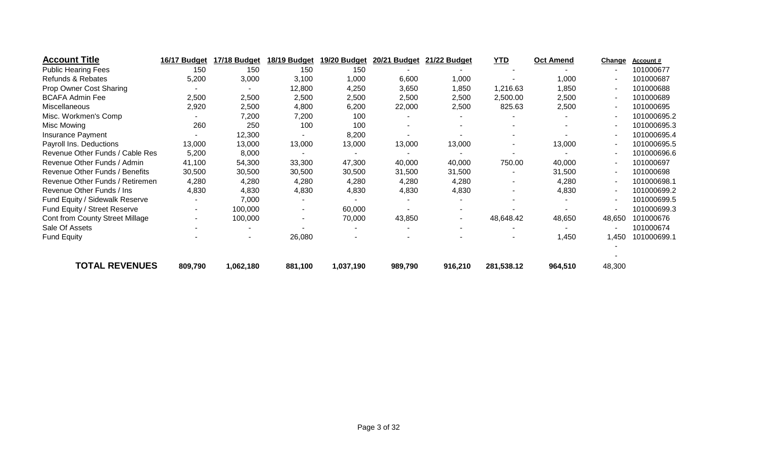| Account Title | 16/17 Budget | 17/18 Budget | 18/19 Budget | 19/20 Budget | 20/21 Budget | 21/22 Budget | YTD | Oct Amend | Change | Account # |
|---|---|---|---|---|---|---|---|---|---|---|
| Public Hearing Fees | 150 | 150 | 150 | 150 | - | - | - | - | - | 101000677 |
| Refunds & Rebates | 5,200 | 3,000 | 3,100 | 1,000 | 6,600 | 1,000 | - | 1,000 | - | 101000687 |
| Prop Owner Cost Sharing | - | - | 12,800 | 4,250 | 3,650 | 1,850 | 1,216.63 | 1,850 | - | 101000688 |
| BCAFA Admin Fee | 2,500 | 2,500 | 2,500 | 2,500 | 2,500 | 2,500 | 2,500.00 | 2,500 | - | 101000689 |
| Miscellaneous | 2,920 | 2,500 | 4,800 | 6,200 | 22,000 | 2,500 | 825.63 | 2,500 | - | 101000695 |
| Misc. Workmen's Comp | - | 7,200 | 7,200 | 100 | - | - | - | - | - | 101000695.2 |
| Misc Mowing | 260 | 250 | 100 | 100 | - | - | - | - | - | 101000695.3 |
| Insurance Payment | - | 12,300 | - | 8,200 | - | - | - | - | - | 101000695.4 |
| Payroll Ins. Deductions | 13,000 | 13,000 | 13,000 | 13,000 | 13,000 | 13,000 | - | 13,000 | - | 101000695.5 |
| Revenue Other Funds / Cable Res | 5,200 | 8,000 | - | - | - | - | - | - | - | 101000696.6 |
| Revenue Other Funds / Admin | 41,100 | 54,300 | 33,300 | 47,300 | 40,000 | 40,000 | 750.00 | 40,000 | - | 101000697 |
| Revenue Other Funds / Benefits | 30,500 | 30,500 | 30,500 | 30,500 | 31,500 | 31,500 | - | 31,500 | - | 101000698 |
| Revenue Other Funds / Retiremen | 4,280 | 4,280 | 4,280 | 4,280 | 4,280 | 4,280 | - | 4,280 | - | 101000698.1 |
| Revenue Other Funds / Ins | 4,830 | 4,830 | 4,830 | 4,830 | 4,830 | 4,830 | - | 4,830 | - | 101000699.2 |
| Fund Equity / Sidewalk Reserve | - | 7,000 | - | - | - | - | - | - | - | 101000699.5 |
| Fund Equity / Street Reserve | - | 100,000 | - | 60,000 | - | - | - | - | - | 101000699.3 |
| Cont from County Street Millage | - | 100,000 | - | 70,000 | 43,850 | - | 48,648.42 | 48,650 | 48,650 | 101000676 |
| Sale Of Assets | - | - | - | - | - | - | - | - | - | 101000674 |
| Fund Equity | - | - | 26,080 | - | - | - | - | 1,450 | 1,450 | 101000699.1 |
| | | | | | | | | | - | |
| | | | | | | | | | - | |
| **TOTAL REVENUES** | **809,790** | **1,062,180** | **881,100** | **1,037,190** | **989,790** | **916,210** | **281,538.12** | **964,510** | 48,300 | |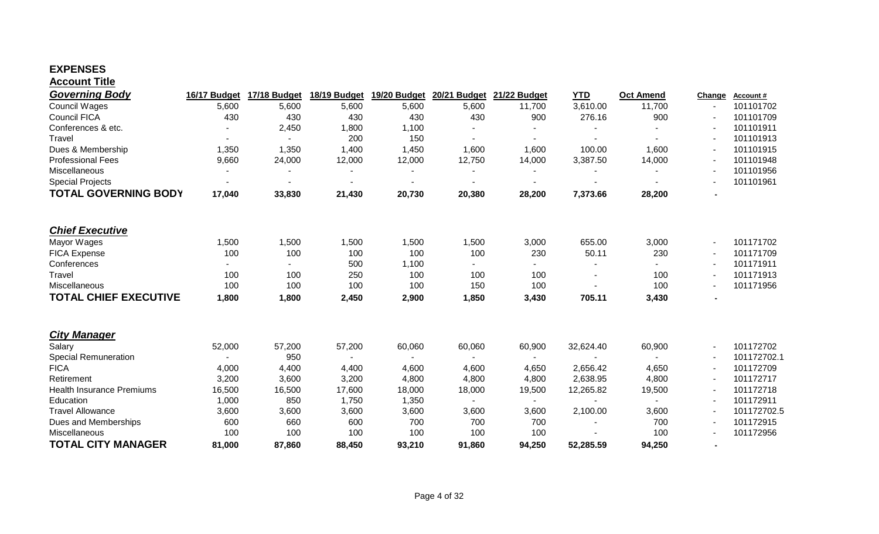# EXPENSES

**Account Title**

| *Governing Body* | 16/17 Budget | 17/18 Budget | 18/19 Budget | 19/20 Budget | 20/21 Budget | 21/22 Budget | YTD | Oct Amend | Change | Account # |
|---|---|---|---|---|---|---|---|---|---|---|
| Council Wages | 5,600 | 5,600 | 5,600 | 5,600 | 5,600 | 11,700 | 3,610.00 | 11,700 | - | 101101702 |
| Council FICA | 430 | 430 | 430 | 430 | 430 | 900 | 276.16 | 900 | - | 101101709 |
| Conferences & etc. | - | 2,450 | 1,800 | 1,100 | - | - | - | - | - | 101101911 |
| Travel | - | - | 200 | 150 | - | - | - | - | - | 101101913 |
| Dues & Membership | 1,350 | 1,350 | 1,400 | 1,450 | 1,600 | 1,600 | 100.00 | 1,600 | - | 101101915 |
| Professional Fees | 9,660 | 24,000 | 12,000 | 12,000 | 12,750 | 14,000 | 3,387.50 | 14,000 | - | 101101948 |
| Miscellaneous | - | - | - | - | - | - | - | - | - | 101101956 |
| Special Projects | - | - | - | - | - | - | - | - | - | 101101961 |
| **TOTAL GOVERNING BODY** | **17,040** | **33,830** | **21,430** | **20,730** | **20,380** | **28,200** | **7,373.66** | **28,200** | **-** | |

| *Chief Executive* | 16/17 Budget | 17/18 Budget | 18/19 Budget | 19/20 Budget | 20/21 Budget | 21/22 Budget | YTD | Oct Amend | Change | Account # |
|---|---|---|---|---|---|---|---|---|---|---|
| Mayor Wages | 1,500 | 1,500 | 1,500 | 1,500 | 1,500 | 3,000 | 655.00 | 3,000 | - | 101171702 |
| FICA Expense | 100 | 100 | 100 | 100 | 100 | 230 | 50.11 | 230 | - | 101171709 |
| Conferences | - | - | 500 | 1,100 | - | - | - | - | - | 101171911 |
| Travel | 100 | 100 | 250 | 100 | 100 | 100 | - | 100 | - | 101171913 |
| Miscellaneous | 100 | 100 | 100 | 100 | 150 | 100 | - | 100 | - | 101171956 |
| **TOTAL CHIEF EXECUTIVE** | **1,800** | **1,800** | **2,450** | **2,900** | **1,850** | **3,430** | **705.11** | **3,430** | **-** | |

| *City Manager* | 16/17 Budget | 17/18 Budget | 18/19 Budget | 19/20 Budget | 20/21 Budget | 21/22 Budget | YTD | Oct Amend | Change | Account # |
|---|---|---|---|---|---|---|---|---|---|---|
| Salary | 52,000 | 57,200 | 57,200 | 60,060 | 60,060 | 60,900 | 32,624.40 | 60,900 | - | 101172702 |
| Special Remuneration | - | 950 | - | - | - | - | - | - | - | 101172702.1 |
| FICA | 4,000 | 4,400 | 4,400 | 4,600 | 4,600 | 4,650 | 2,656.42 | 4,650 | - | 101172709 |
| Retirement | 3,200 | 3,600 | 3,200 | 4,800 | 4,800 | 4,800 | 2,638.95 | 4,800 | - | 101172717 |
| Health Insurance Premiums | 16,500 | 16,500 | 17,600 | 18,000 | 18,000 | 19,500 | 12,265.82 | 19,500 | - | 101172718 |
| Education | 1,000 | 850 | 1,750 | 1,350 | - | - | - | - | - | 101172911 |
| Travel Allowance | 3,600 | 3,600 | 3,600 | 3,600 | 3,600 | 3,600 | 2,100.00 | 3,600 | - | 101172702.5 |
| Dues and Memberships | 600 | 660 | 600 | 700 | 700 | 700 | - | 700 | - | 101172915 |
| Miscellaneous | 100 | 100 | 100 | 100 | 100 | 100 | - | 100 | - | 101172956 |
| **TOTAL CITY MANAGER** | **81,000** | **87,860** | **88,450** | **93,210** | **91,860** | **94,250** | **52,285.59** | **94,250** | **-** | |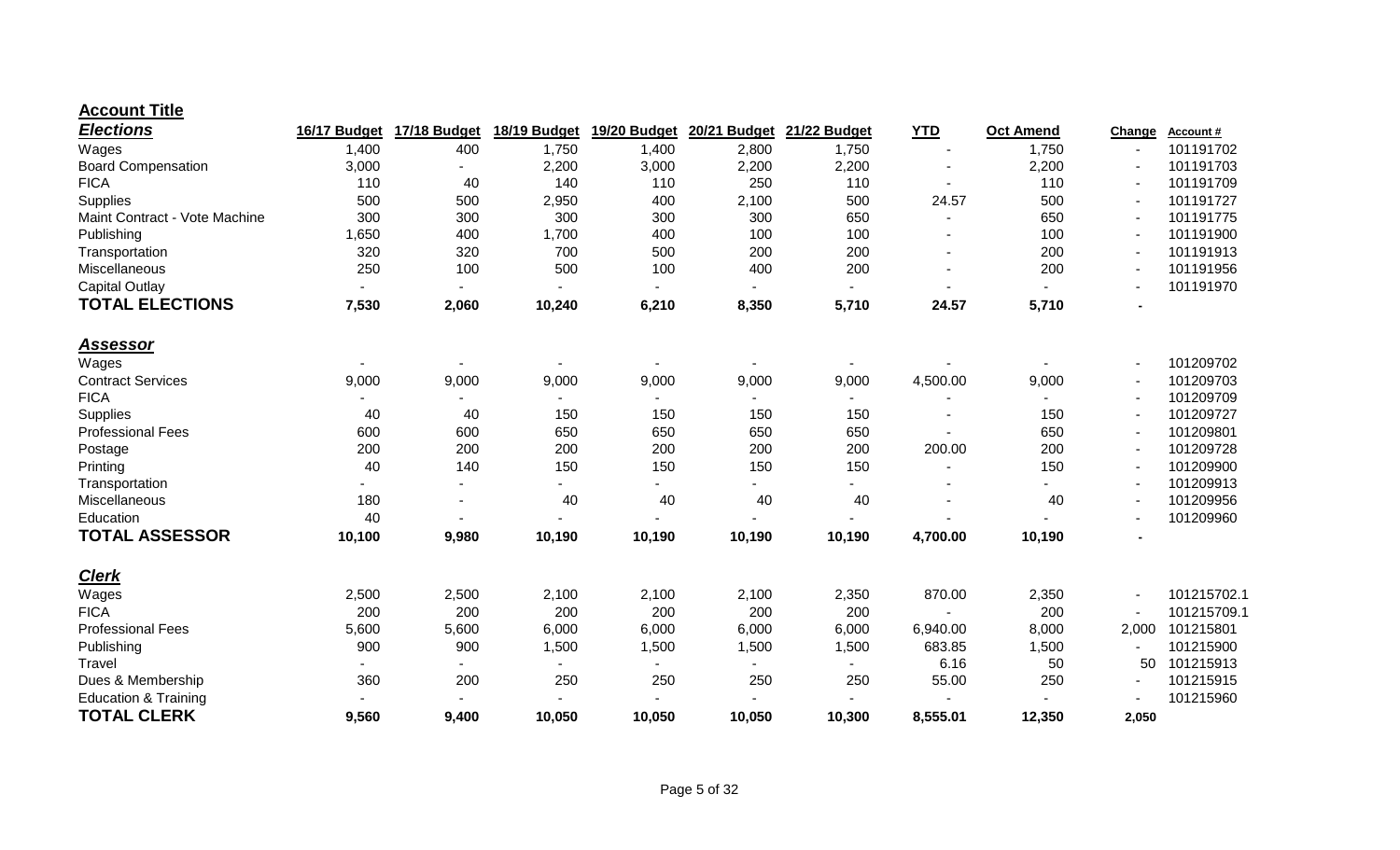| Account Title | 16/17 Budget | 17/18 Budget | 18/19 Budget | 19/20 Budget | 20/21 Budget | 21/22 Budget | YTD | Oct Amend | Change | Account # |
|---|---|---|---|---|---|---|---|---|---|---|
| ***Elections*** | | | | | | | | | | |
| Wages | 1,400 | 400 | 1,750 | 1,400 | 2,800 | 1,750 | - | 1,750 | - | 101191702 |
| Board Compensation | 3,000 | - | 2,200 | 3,000 | 2,200 | 2,200 | - | 2,200 | - | 101191703 |
| FICA | 110 | 40 | 140 | 110 | 250 | 110 | - | 110 | - | 101191709 |
| Supplies | 500 | 500 | 2,950 | 400 | 2,100 | 500 | 24.57 | 500 | - | 101191727 |
| Maint Contract - Vote Machine | 300 | 300 | 300 | 300 | 300 | 650 | - | 650 | - | 101191775 |
| Publishing | 1,650 | 400 | 1,700 | 400 | 100 | 100 | - | 100 | - | 101191900 |
| Transportation | 320 | 320 | 700 | 500 | 200 | 200 | - | 200 | - | 101191913 |
| Miscellaneous | 250 | 100 | 500 | 100 | 400 | 200 | - | 200 | - | 101191956 |
| Capital Outlay | - | - | - | - | - | - | - | - | - | 101191970 |
| **TOTAL ELECTIONS** | **7,530** | **2,060** | **10,240** | **6,210** | **8,350** | **5,710** | **24.57** | **5,710** | **-** | |
| ***Assessor*** | | | | | | | | | | |
| Wages | - | - | - | - | - | - | - | - | - | 101209702 |
| Contract Services | 9,000 | 9,000 | 9,000 | 9,000 | 9,000 | 9,000 | 4,500.00 | 9,000 | - | 101209703 |
| FICA | - | - | - | - | - | - | - | - | - | 101209709 |
| Supplies | 40 | 40 | 150 | 150 | 150 | 150 | - | 150 | - | 101209727 |
| Professional Fees | 600 | 600 | 650 | 650 | 650 | 650 | - | 650 | - | 101209801 |
| Postage | 200 | 200 | 200 | 200 | 200 | 200 | 200.00 | 200 | - | 101209728 |
| Printing | 40 | 140 | 150 | 150 | 150 | 150 | - | 150 | - | 101209900 |
| Transportation | - | - | - | - | - | - | - | - | - | 101209913 |
| Miscellaneous | 180 | - | 40 | 40 | 40 | 40 | - | 40 | - | 101209956 |
| Education | 40 | - | - | - | - | - | - | - | - | 101209960 |
| **TOTAL ASSESSOR** | **10,100** | **9,980** | **10,190** | **10,190** | **10,190** | **10,190** | **4,700.00** | **10,190** | **-** | |
| ***Clerk*** | | | | | | | | | | |
| Wages | 2,500 | 2,500 | 2,100 | 2,100 | 2,100 | 2,350 | 870.00 | 2,350 | - | 101215702.1 |
| FICA | 200 | 200 | 200 | 200 | 200 | 200 | - | 200 | - | 101215709.1 |
| Professional Fees | 5,600 | 5,600 | 6,000 | 6,000 | 6,000 | 6,000 | 6,940.00 | 8,000 | 2,000 | 101215801 |
| Publishing | 900 | 900 | 1,500 | 1,500 | 1,500 | 1,500 | 683.85 | 1,500 | - | 101215900 |
| Travel | - | - | - | - | - | - | 6.16 | 50 | 50 | 101215913 |
| Dues & Membership | 360 | 200 | 250 | 250 | 250 | 250 | 55.00 | 250 | - | 101215915 |
| Education & Training | - | - | - | - | - | - | - | - | - | 101215960 |
| **TOTAL CLERK** | **9,560** | **9,400** | **10,050** | **10,050** | **10,050** | **10,300** | **8,555.01** | **12,350** | **2,050** | |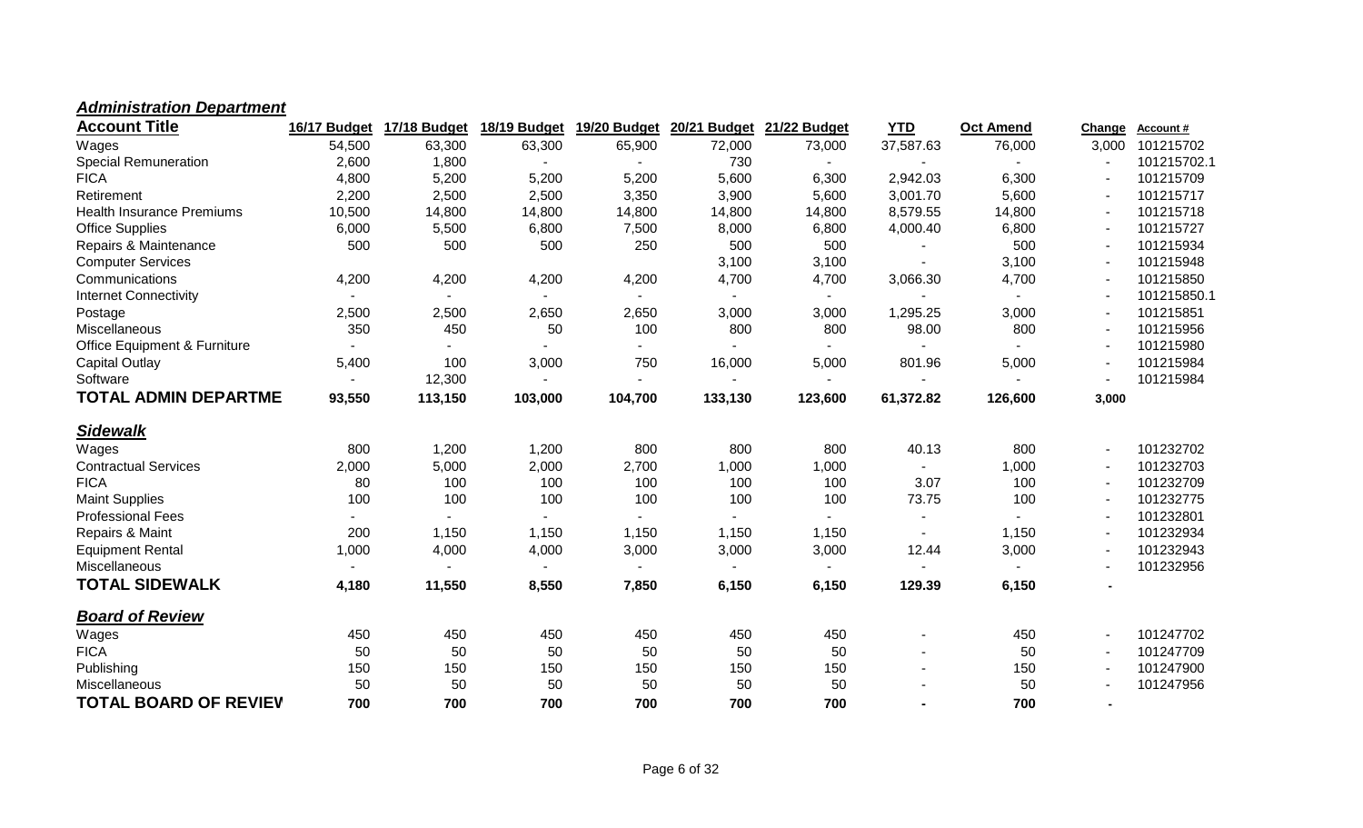## *Administration Department*

| Account Title | 16/17 Budget | 17/18 Budget | 18/19 Budget | 19/20 Budget | 20/21 Budget | 21/22 Budget | YTD | Oct Amend | Change | Account # |
|---|---|---|---|---|---|---|---|---|---|---|
| Wages | 54,500 | 63,300 | 63,300 | 65,900 | 72,000 | 73,000 | 37,587.63 | 76,000 | 3,000 | 101215702 |
| Special Remuneration | 2,600 | 1,800 | - | - | 730 | - | - | - | - | 101215702.1 |
| FICA | 4,800 | 5,200 | 5,200 | 5,200 | 5,600 | 6,300 | 2,942.03 | 6,300 | - | 101215709 |
| Retirement | 2,200 | 2,500 | 2,500 | 3,350 | 3,900 | 5,600 | 3,001.70 | 5,600 | - | 101215717 |
| Health Insurance Premiums | 10,500 | 14,800 | 14,800 | 14,800 | 14,800 | 14,800 | 8,579.55 | 14,800 | - | 101215718 |
| Office Supplies | 6,000 | 5,500 | 6,800 | 7,500 | 8,000 | 6,800 | 4,000.40 | 6,800 | - | 101215727 |
| Repairs & Maintenance | 500 | 500 | 500 | 250 | 500 | 500 | - | 500 | - | 101215934 |
| Computer Services | | | | | 3,100 | 3,100 | - | 3,100 | - | 101215948 |
| Communications | 4,200 | 4,200 | 4,200 | 4,200 | 4,700 | 4,700 | 3,066.30 | 4,700 | - | 101215850 |
| Internet Connectivity | - | - | - | - | - | - | - | - | - | 101215850.1 |
| Postage | 2,500 | 2,500 | 2,650 | 2,650 | 3,000 | 3,000 | 1,295.25 | 3,000 | - | 101215851 |
| Miscellaneous | 350 | 450 | 50 | 100 | 800 | 800 | 98.00 | 800 | - | 101215956 |
| Office Equipment & Furniture | - | - | - | - | - | - | - | - | - | 101215980 |
| Capital Outlay | 5,400 | 100 | 3,000 | 750 | 16,000 | 5,000 | 801.96 | 5,000 | - | 101215984 |
| Software | - | 12,300 | - | - | - | - | - | - | - | 101215984 |
| **TOTAL ADMIN DEPARTME** | **93,550** | **113,150** | **103,000** | **104,700** | **133,130** | **123,600** | **61,372.82** | **126,600** | **3,000** | |

## *Sidewalk*

| Account Title | 16/17 Budget | 17/18 Budget | 18/19 Budget | 19/20 Budget | 20/21 Budget | 21/22 Budget | YTD | Oct Amend | Change | Account # |
|---|---|---|---|---|---|---|---|---|---|---|
| Wages | 800 | 1,200 | 1,200 | 800 | 800 | 800 | 40.13 | 800 | - | 101232702 |
| Contractual Services | 2,000 | 5,000 | 2,000 | 2,700 | 1,000 | 1,000 | - | 1,000 | - | 101232703 |
| FICA | 80 | 100 | 100 | 100 | 100 | 100 | 3.07 | 100 | - | 101232709 |
| Maint Supplies | 100 | 100 | 100 | 100 | 100 | 100 | 73.75 | 100 | - | 101232775 |
| Professional Fees | - | - | - | - | - | - | - | - | - | 101232801 |
| Repairs & Maint | 200 | 1,150 | 1,150 | 1,150 | 1,150 | 1,150 | - | 1,150 | - | 101232934 |
| Equipment Rental | 1,000 | 4,000 | 4,000 | 3,000 | 3,000 | 3,000 | 12.44 | 3,000 | - | 101232943 |
| Miscellaneous | - | - | - | - | - | - | - | - | - | 101232956 |
| **TOTAL SIDEWALK** | **4,180** | **11,550** | **8,550** | **7,850** | **6,150** | **6,150** | **129.39** | **6,150** | **-** | |

## *Board of Review*

| Account Title | 16/17 Budget | 17/18 Budget | 18/19 Budget | 19/20 Budget | 20/21 Budget | 21/22 Budget | YTD | Oct Amend | Change | Account # |
|---|---|---|---|---|---|---|---|---|---|---|
| Wages | 450 | 450 | 450 | 450 | 450 | 450 | - | 450 | - | 101247702 |
| FICA | 50 | 50 | 50 | 50 | 50 | 50 | - | 50 | - | 101247709 |
| Publishing | 150 | 150 | 150 | 150 | 150 | 150 | - | 150 | - | 101247900 |
| Miscellaneous | 50 | 50 | 50 | 50 | 50 | 50 | - | 50 | - | 101247956 |
| **TOTAL BOARD OF REVIEV** | **700** | **700** | **700** | **700** | **700** | **700** | **-** | **700** | **-** | |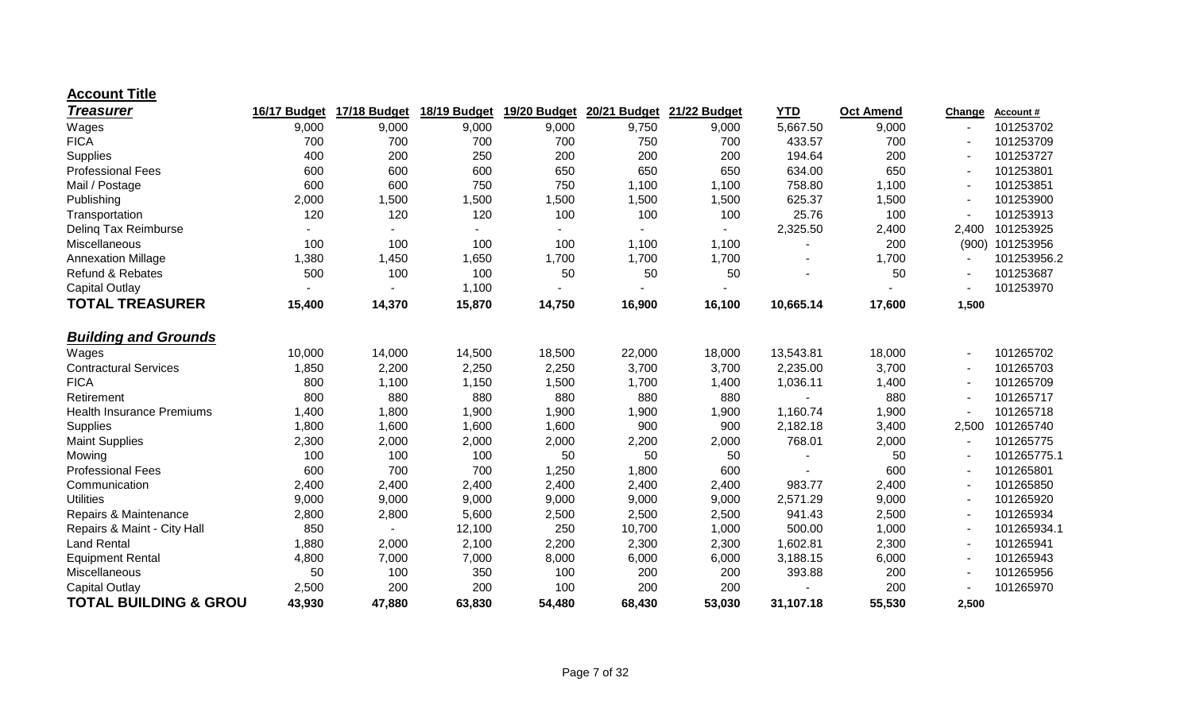**Account Title**

| *Treasurer* | 16/17 Budget | 17/18 Budget | 18/19 Budget | 19/20 Budget | 20/21 Budget | 21/22 Budget | YTD | Oct Amend | Change | Account # |
|---|---|---|---|---|---|---|---|---|---|---|
| Wages | 9,000 | 9,000 | 9,000 | 9,000 | 9,750 | 9,000 | 5,667.50 | 9,000 | - | 101253702 |
| FICA | 700 | 700 | 700 | 700 | 750 | 700 | 433.57 | 700 | - | 101253709 |
| Supplies | 400 | 200 | 250 | 200 | 200 | 200 | 194.64 | 200 | - | 101253727 |
| Professional Fees | 600 | 600 | 600 | 650 | 650 | 650 | 634.00 | 650 | - | 101253801 |
| Mail / Postage | 600 | 600 | 750 | 750 | 1,100 | 1,100 | 758.80 | 1,100 | - | 101253851 |
| Publishing | 2,000 | 1,500 | 1,500 | 1,500 | 1,500 | 1,500 | 625.37 | 1,500 | - | 101253900 |
| Transportation | 120 | 120 | 120 | 100 | 100 | 100 | 25.76 | 100 | - | 101253913 |
| Delinq Tax Reimburse | - | - | - | - | - | - | 2,325.50 | 2,400 | 2,400 | 101253925 |
| Miscellaneous | 100 | 100 | 100 | 100 | 1,100 | 1,100 | - | 200 | (900) | 101253956 |
| Annexation Millage | 1,380 | 1,450 | 1,650 | 1,700 | 1,700 | 1,700 | - | 1,700 | - | 101253956.2 |
| Refund & Rebates | 500 | 100 | 100 | 50 | 50 | 50 | - | 50 | - | 101253687 |
| Capital Outlay | - | - | 1,100 | - | - | - | | - | - | 101253970 |
| **TOTAL TREASURER** | **15,400** | **14,370** | **15,870** | **14,750** | **16,900** | **16,100** | **10,665.14** | **17,600** | **1,500** | |

| *Building and Grounds* | 16/17 Budget | 17/18 Budget | 18/19 Budget | 19/20 Budget | 20/21 Budget | 21/22 Budget | YTD | Oct Amend | Change | Account # |
|---|---|---|---|---|---|---|---|---|---|---|
| Wages | 10,000 | 14,000 | 14,500 | 18,500 | 22,000 | 18,000 | 13,543.81 | 18,000 | - | 101265702 |
| Contractural Services | 1,850 | 2,200 | 2,250 | 2,250 | 3,700 | 3,700 | 2,235.00 | 3,700 | - | 101265703 |
| FICA | 800 | 1,100 | 1,150 | 1,500 | 1,700 | 1,400 | 1,036.11 | 1,400 | - | 101265709 |
| Retirement | 800 | 880 | 880 | 880 | 880 | 880 | - | 880 | - | 101265717 |
| Health Insurance Premiums | 1,400 | 1,800 | 1,900 | 1,900 | 1,900 | 1,900 | 1,160.74 | 1,900 | - | 101265718 |
| Supplies | 1,800 | 1,600 | 1,600 | 1,600 | 900 | 900 | 2,182.18 | 3,400 | 2,500 | 101265740 |
| Maint Supplies | 2,300 | 2,000 | 2,000 | 2,000 | 2,200 | 2,000 | 768.01 | 2,000 | - | 101265775 |
| Mowing | 100 | 100 | 100 | 50 | 50 | 50 | - | 50 | - | 101265775.1 |
| Professional Fees | 600 | 700 | 700 | 1,250 | 1,800 | 600 | - | 600 | - | 101265801 |
| Communication | 2,400 | 2,400 | 2,400 | 2,400 | 2,400 | 2,400 | 983.77 | 2,400 | - | 101265850 |
| Utilities | 9,000 | 9,000 | 9,000 | 9,000 | 9,000 | 9,000 | 2,571.29 | 9,000 | - | 101265920 |
| Repairs & Maintenance | 2,800 | 2,800 | 5,600 | 2,500 | 2,500 | 2,500 | 941.43 | 2,500 | - | 101265934 |
| Repairs & Maint - City Hall | 850 | - | 12,100 | 250 | 10,700 | 1,000 | 500.00 | 1,000 | - | 101265934.1 |
| Land Rental | 1,880 | 2,000 | 2,100 | 2,200 | 2,300 | 2,300 | 1,602.81 | 2,300 | - | 101265941 |
| Equipment Rental | 4,800 | 7,000 | 7,000 | 8,000 | 6,000 | 6,000 | 3,188.15 | 6,000 | - | 101265943 |
| Miscellaneous | 50 | 100 | 350 | 100 | 200 | 200 | 393.88 | 200 | - | 101265956 |
| Capital Outlay | 2,500 | 200 | 200 | 100 | 200 | 200 | - | 200 | - | 101265970 |
| **TOTAL BUILDING & GROU** | **43,930** | **47,880** | **63,830** | **54,480** | **68,430** | **53,030** | **31,107.18** | **55,530** | **2,500** | |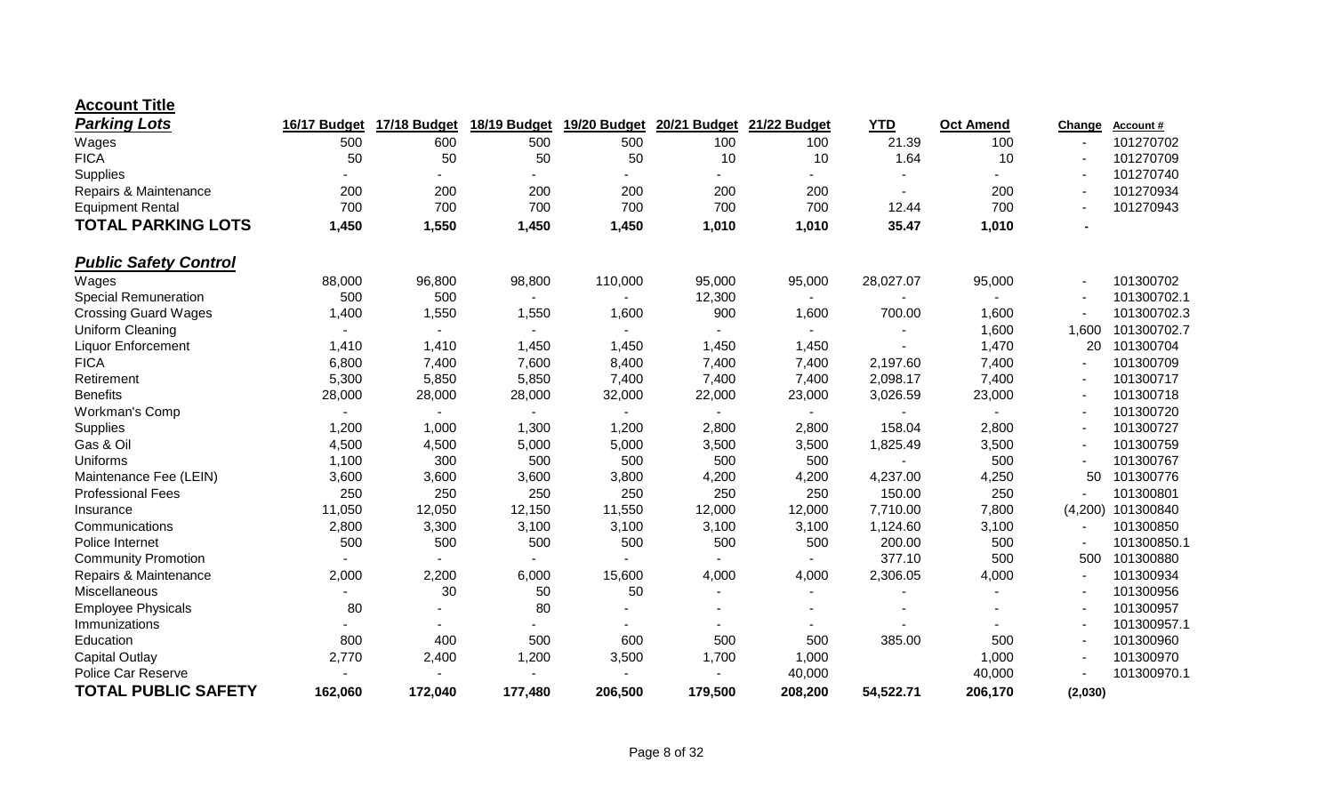**Account Title**

| *Parking Lots* | 16/17 Budget | 17/18 Budget | 18/19 Budget | 19/20 Budget | 20/21 Budget | 21/22 Budget | YTD | Oct Amend | Change | Account # |
|---|---|---|---|---|---|---|---|---|---|---|
| Wages | 500 | 600 | 500 | 500 | 100 | 100 | 21.39 | 100 | - | 101270702 |
| FICA | 50 | 50 | 50 | 50 | 10 | 10 | 1.64 | 10 | - | 101270709 |
| Supplies | - | - | - | - | - | - | - | - | - | 101270740 |
| Repairs & Maintenance | 200 | 200 | 200 | 200 | 200 | 200 | - | 200 | - | 101270934 |
| Equipment Rental | 700 | 700 | 700 | 700 | 700 | 700 | 12.44 | 700 | - | 101270943 |
| **TOTAL PARKING LOTS** | **1,450** | **1,550** | **1,450** | **1,450** | **1,010** | **1,010** | **35.47** | **1,010** | **-** | |

| *Public Safety Control* | 16/17 Budget | 17/18 Budget | 18/19 Budget | 19/20 Budget | 20/21 Budget | 21/22 Budget | YTD | Oct Amend | Change | Account # |
|---|---|---|---|---|---|---|---|---|---|---|
| Wages | 88,000 | 96,800 | 98,800 | 110,000 | 95,000 | 95,000 | 28,027.07 | 95,000 | - | 101300702 |
| Special Remuneration | 500 | 500 | - | - | 12,300 | - | - | - | - | 101300702.1 |
| Crossing Guard Wages | 1,400 | 1,550 | 1,550 | 1,600 | 900 | 1,600 | 700.00 | 1,600 | - | 101300702.3 |
| Uniform Cleaning | - | - | - | - | - | - | - | 1,600 | 1,600 | 101300702.7 |
| Liquor Enforcement | 1,410 | 1,410 | 1,450 | 1,450 | 1,450 | 1,450 | - | 1,470 | 20 | 101300704 |
| FICA | 6,800 | 7,400 | 7,600 | 8,400 | 7,400 | 7,400 | 2,197.60 | 7,400 | - | 101300709 |
| Retirement | 5,300 | 5,850 | 5,850 | 7,400 | 7,400 | 7,400 | 2,098.17 | 7,400 | - | 101300717 |
| Benefits | 28,000 | 28,000 | 28,000 | 32,000 | 22,000 | 23,000 | 3,026.59 | 23,000 | - | 101300718 |
| Workman's Comp | - | - | - | - | - | - | - | - | - | 101300720 |
| Supplies | 1,200 | 1,000 | 1,300 | 1,200 | 2,800 | 2,800 | 158.04 | 2,800 | - | 101300727 |
| Gas & Oil | 4,500 | 4,500 | 5,000 | 5,000 | 3,500 | 3,500 | 1,825.49 | 3,500 | - | 101300759 |
| Uniforms | 1,100 | 300 | 500 | 500 | 500 | 500 | - | 500 | - | 101300767 |
| Maintenance Fee (LEIN) | 3,600 | 3,600 | 3,600 | 3,800 | 4,200 | 4,200 | 4,237.00 | 4,250 | 50 | 101300776 |
| Professional Fees | 250 | 250 | 250 | 250 | 250 | 250 | 150.00 | 250 | - | 101300801 |
| Insurance | 11,050 | 12,050 | 12,150 | 11,550 | 12,000 | 12,000 | 7,710.00 | 7,800 | (4,200) | 101300840 |
| Communications | 2,800 | 3,300 | 3,100 | 3,100 | 3,100 | 3,100 | 1,124.60 | 3,100 | - | 101300850 |
| Police Internet | 500 | 500 | 500 | 500 | 500 | 500 | 200.00 | 500 | - | 101300850.1 |
| Community Promotion | - | - | - | - | - | - | 377.10 | 500 | 500 | 101300880 |
| Repairs & Maintenance | 2,000 | 2,200 | 6,000 | 15,600 | 4,000 | 4,000 | 2,306.05 | 4,000 | - | 101300934 |
| Miscellaneous | - | 30 | 50 | 50 | - | - | - | - | - | 101300956 |
| Employee Physicals | 80 | - | 80 | - | - | - | - | - | - | 101300957 |
| Immunizations | - | - | - | - | - | - | - | - | - | 101300957.1 |
| Education | 800 | 400 | 500 | 600 | 500 | 500 | 385.00 | 500 | - | 101300960 |
| Capital Outlay | 2,770 | 2,400 | 1,200 | 3,500 | 1,700 | 1,000 | | 1,000 | - | 101300970 |
| Police Car Reserve | - | - | - | - | - | 40,000 | | 40,000 | - | 101300970.1 |
| **TOTAL PUBLIC SAFETY** | **162,060** | **172,040** | **177,480** | **206,500** | **179,500** | **208,200** | **54,522.71** | **206,170** | **(2,030)** | |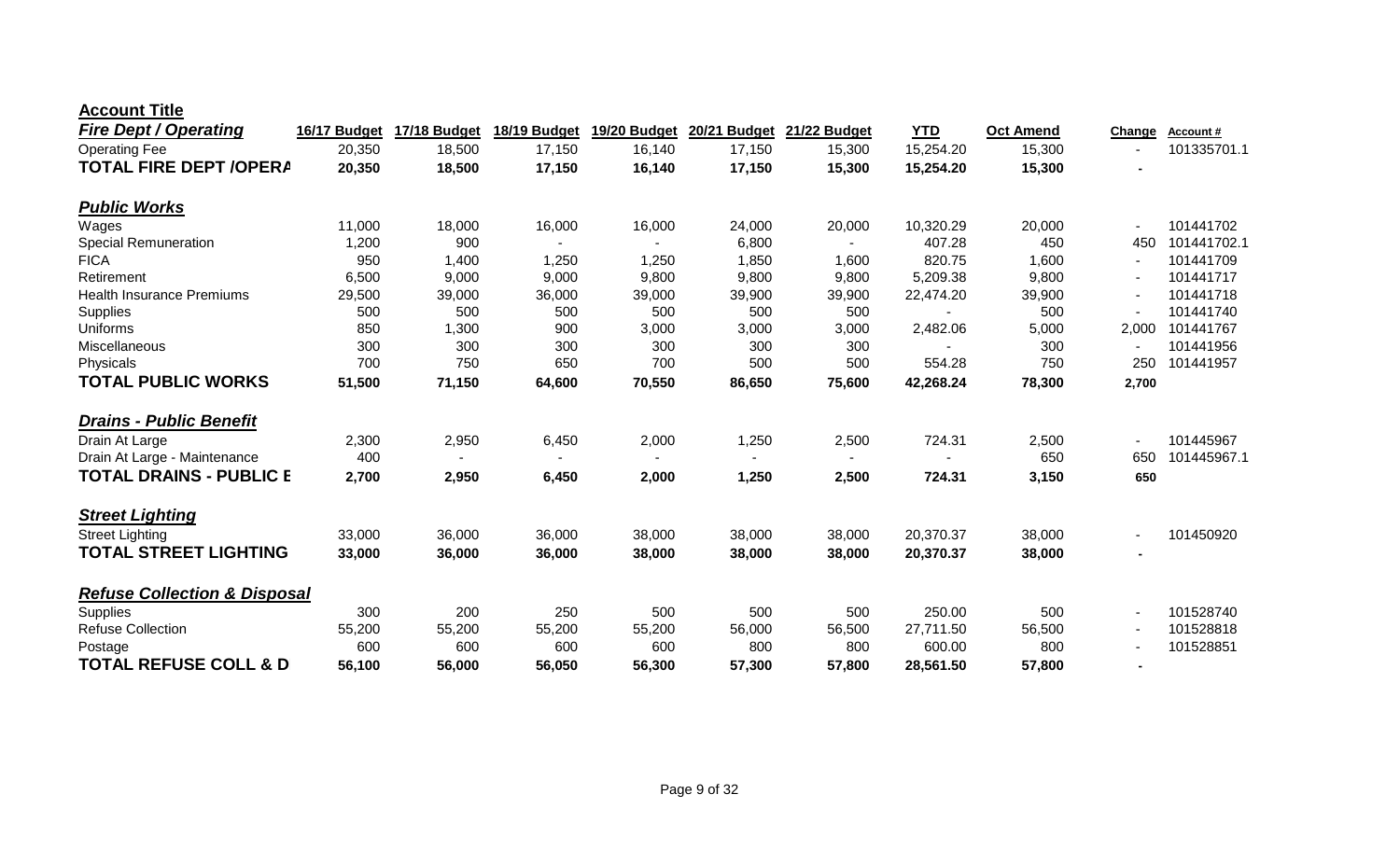| **Account Title** | | | | | | | | | | |
|---|---|---|---|---|---|---|---|---|---|---|
| ***Fire Dept / Operating*** | **16/17 Budget** | **17/18 Budget** | **18/19 Budget** | **19/20 Budget** | **20/21 Budget** | **21/22 Budget** | **YTD** | **Oct Amend** | **Change** | **Account #** |
| Operating Fee | 20,350 | 18,500 | 17,150 | 16,140 | 17,150 | 15,300 | 15,254.20 | 15,300 | - | 101335701.1 |
| **TOTAL FIRE DEPT /OPERA** | **20,350** | **18,500** | **17,150** | **16,140** | **17,150** | **15,300** | **15,254.20** | **15,300** | **-** | |
| | | | | | | | | | | |
| ***Public Works*** | | | | | | | | | | |
| Wages | 11,000 | 18,000 | 16,000 | 16,000 | 24,000 | 20,000 | 10,320.29 | 20,000 | - | 101441702 |
| Special Remuneration | 1,200 | 900 | - | - | 6,800 | - | 407.28 | 450 | 450 | 101441702.1 |
| FICA | 950 | 1,400 | 1,250 | 1,250 | 1,850 | 1,600 | 820.75 | 1,600 | - | 101441709 |
| Retirement | 6,500 | 9,000 | 9,000 | 9,800 | 9,800 | 9,800 | 5,209.38 | 9,800 | - | 101441717 |
| Health Insurance Premiums | 29,500 | 39,000 | 36,000 | 39,000 | 39,900 | 39,900 | 22,474.20 | 39,900 | - | 101441718 |
| Supplies | 500 | 500 | 500 | 500 | 500 | 500 | - | 500 | - | 101441740 |
| Uniforms | 850 | 1,300 | 900 | 3,000 | 3,000 | 3,000 | 2,482.06 | 5,000 | 2,000 | 101441767 |
| Miscellaneous | 300 | 300 | 300 | 300 | 300 | 300 | - | 300 | - | 101441956 |
| Physicals | 700 | 750 | 650 | 700 | 500 | 500 | 554.28 | 750 | 250 | 101441957 |
| **TOTAL PUBLIC WORKS** | **51,500** | **71,150** | **64,600** | **70,550** | **86,650** | **75,600** | **42,268.24** | **78,300** | **2,700** | |
| | | | | | | | | | | |
| ***Drains - Public Benefit*** | | | | | | | | | | |
| Drain At Large | 2,300 | 2,950 | 6,450 | 2,000 | 1,250 | 2,500 | 724.31 | 2,500 | - | 101445967 |
| Drain At Large - Maintenance | 400 | - | - | - | - | - | - | 650 | 650 | 101445967.1 |
| **TOTAL DRAINS - PUBLIC E** | **2,700** | **2,950** | **6,450** | **2,000** | **1,250** | **2,500** | **724.31** | **3,150** | **650** | |
| | | | | | | | | | | |
| ***Street Lighting*** | | | | | | | | | | |
| Street Lighting | 33,000 | 36,000 | 36,000 | 38,000 | 38,000 | 38,000 | 20,370.37 | 38,000 | - | 101450920 |
| **TOTAL STREET LIGHTING** | **33,000** | **36,000** | **36,000** | **38,000** | **38,000** | **38,000** | **20,370.37** | **38,000** | **-** | |
| | | | | | | | | | | |
| ***Refuse Collection & Disposal*** | | | | | | | | | | |
| Supplies | 300 | 200 | 250 | 500 | 500 | 500 | 250.00 | 500 | - | 101528740 |
| Refuse Collection | 55,200 | 55,200 | 55,200 | 55,200 | 56,000 | 56,500 | 27,711.50 | 56,500 | - | 101528818 |
| Postage | 600 | 600 | 600 | 600 | 800 | 800 | 600.00 | 800 | - | 101528851 |
| **TOTAL REFUSE COLL & D** | **56,100** | **56,000** | **56,050** | **56,300** | **57,300** | **57,800** | **28,561.50** | **57,800** | **-** | |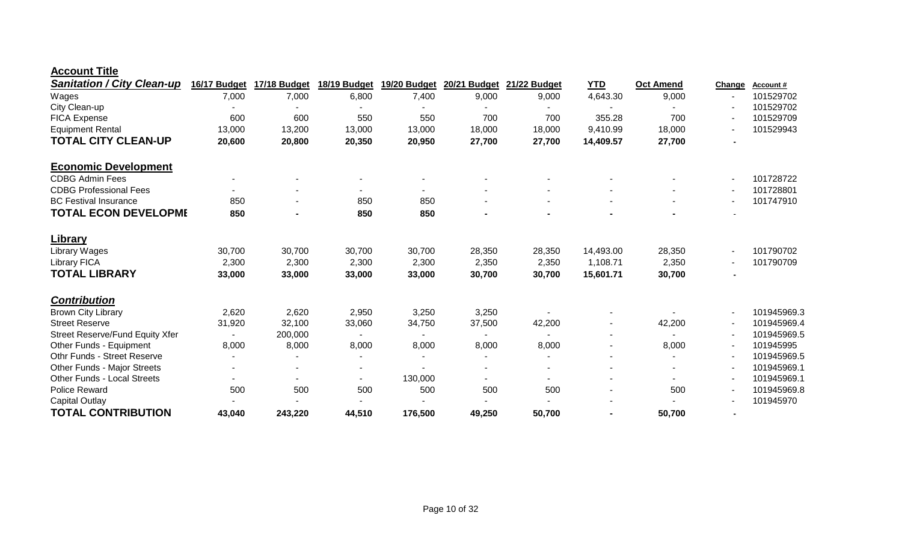**Account Title**

| *Sanitation / City Clean-up* | 16/17 Budget | 17/18 Budget | 18/19 Budget | 19/20 Budget | 20/21 Budget | 21/22 Budget | YTD | Oct Amend | Change | Account # |
|---|---|---|---|---|---|---|---|---|---|---|
| Wages | 7,000 | 7,000 | 6,800 | 7,400 | 9,000 | 9,000 | 4,643.30 | 9,000 | - | 101529702 |
| City Clean-up | - | - | - | - | - | - | - | - | - | 101529702 |
| FICA Expense | 600 | 600 | 550 | 550 | 700 | 700 | 355.28 | 700 | - | 101529709 |
| Equipment Rental | 13,000 | 13,200 | 13,000 | 13,000 | 18,000 | 18,000 | 9,410.99 | 18,000 | - | 101529943 |
| **TOTAL CITY CLEAN-UP** | **20,600** | **20,800** | **20,350** | **20,950** | **27,700** | **27,700** | **14,409.57** | **27,700** | **-** | |
| **Economic Development** | | | | | | | | | | |
| CDBG Admin Fees | - | - | - | - | - | - | - | - | - | 101728722 |
| CDBG Professional Fees | - | - | - | - | - | - | - | - | - | 101728801 |
| BC Festival Insurance | 850 | - | 850 | 850 | - | - | - | - | - | 101747910 |
| **TOTAL ECON DEVELOPMI** | **850** | **-** | **850** | **850** | **-** | **-** | **-** | **-** | - | |
| **Library** | | | | | | | | | | |
| Library Wages | 30,700 | 30,700 | 30,700 | 30,700 | 28,350 | 28,350 | 14,493.00 | 28,350 | - | 101790702 |
| Library FICA | 2,300 | 2,300 | 2,300 | 2,300 | 2,350 | 2,350 | 1,108.71 | 2,350 | - | 101790709 |
| **TOTAL LIBRARY** | **33,000** | **33,000** | **33,000** | **33,000** | **30,700** | **30,700** | **15,601.71** | **30,700** | **-** | |
| ***Contribution*** | | | | | | | | | | |
| Brown City Library | 2,620 | 2,620 | 2,950 | 3,250 | 3,250 | - | - | - | - | 101945969.3 |
| Street Reserve | 31,920 | 32,100 | 33,060 | 34,750 | 37,500 | 42,200 | - | 42,200 | - | 101945969.4 |
| Street Reserve/Fund Equity Xfer | - | 200,000 | - | - | - | - | - | - | - | 101945969.5 |
| Other Funds - Equipment | 8,000 | 8,000 | 8,000 | 8,000 | 8,000 | 8,000 | - | 8,000 | - | 101945995 |
| Othr Funds - Street Reserve | - | - | - | - | - | - | - | - | - | 101945969.5 |
| Other Funds - Major Streets | - | - | - | - | - | - | - | - | - | 101945969.1 |
| Other Funds - Local Streets | - | - | - | 130,000 | - | - | - | - | - | 101945969.1 |
| Police Reward | 500 | 500 | 500 | 500 | 500 | 500 | - | 500 | - | 101945969.8 |
| Capital Outlay | - | - | - | - | - | - | - | - | - | 101945970 |
| **TOTAL CONTRIBUTION** | **43,040** | **243,220** | **44,510** | **176,500** | **49,250** | **50,700** | **-** | **50,700** | **-** | |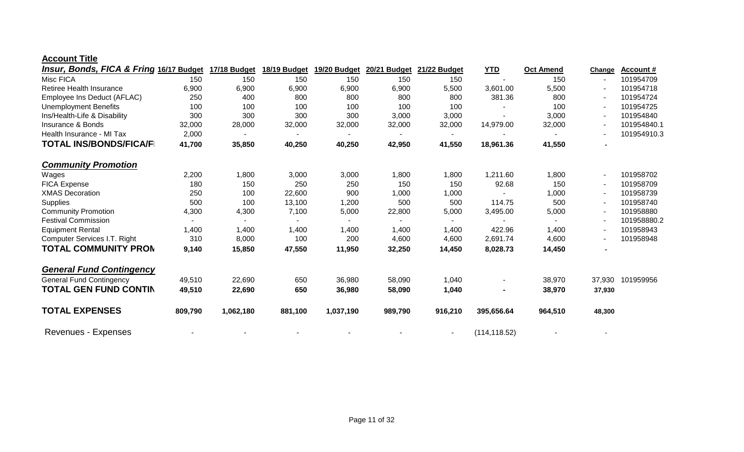**Account Title**

| *Insur, Bonds, FICA & Fring* | 16/17 Budget | 17/18 Budget | 18/19 Budget | 19/20 Budget | 20/21 Budget | 21/22 Budget | YTD | Oct Amend | Change | Account # |
|---|---|---|---|---|---|---|---|---|---|---|
| Misc FICA | 150 | 150 | 150 | 150 | 150 | 150 | - | 150 | - | 101954709 |
| Retiree Health Insurance | 6,900 | 6,900 | 6,900 | 6,900 | 6,900 | 5,500 | 3,601.00 | 5,500 | - | 101954718 |
| Employee Ins Deduct (AFLAC) | 250 | 400 | 800 | 800 | 800 | 800 | 381.36 | 800 | - | 101954724 |
| Unemployment Benefits | 100 | 100 | 100 | 100 | 100 | 100 | - | 100 | - | 101954725 |
| Ins/Health-Life & Disability | 300 | 300 | 300 | 300 | 3,000 | 3,000 | - | 3,000 | - | 101954840 |
| Insurance & Bonds | 32,000 | 28,000 | 32,000 | 32,000 | 32,000 | 32,000 | 14,979.00 | 32,000 | - | 101954840.1 |
| Health Insurance - MI Tax | 2,000 | - | - | - | - | - | - | - | - | 101954910.3 |
| **TOTAL INS/BONDS/FICA/F** | **41,700** | **35,850** | **40,250** | **40,250** | **42,950** | **41,550** | **18,961.36** | **41,550** | **-** | |
| | | | | | | | | | | |
| ***Community Promotion*** | | | | | | | | | | |
| Wages | 2,200 | 1,800 | 3,000 | 3,000 | 1,800 | 1,800 | 1,211.60 | 1,800 | - | 101958702 |
| FICA Expense | 180 | 150 | 250 | 250 | 150 | 150 | 92.68 | 150 | - | 101958709 |
| XMAS Decoration | 250 | 100 | 22,600 | 900 | 1,000 | 1,000 | - | 1,000 | - | 101958739 |
| Supplies | 500 | 100 | 13,100 | 1,200 | 500 | 500 | 114.75 | 500 | - | 101958740 |
| Community Promotion | 4,300 | 4,300 | 7,100 | 5,000 | 22,800 | 5,000 | 3,495.00 | 5,000 | - | 101958880 |
| Festival Commission | - | - | - | - | - | - | - | - | - | 101958880.2 |
| Equipment Rental | 1,400 | 1,400 | 1,400 | 1,400 | 1,400 | 1,400 | 422.96 | 1,400 | - | 101958943 |
| Computer Services I.T. Right | 310 | 8,000 | 100 | 200 | 4,600 | 4,600 | 2,691.74 | 4,600 | - | 101958948 |
| **TOTAL COMMUNITY PROM** | **9,140** | **15,850** | **47,550** | **11,950** | **32,250** | **14,450** | **8,028.73** | **14,450** | **-** | |
| | | | | | | | | | | |
| ***General Fund Contingency*** | | | | | | | | | | |
| General Fund Contingency | 49,510 | 22,690 | 650 | 36,980 | 58,090 | 1,040 | - | 38,970 | 37,930 | 101959956 |
| **TOTAL GEN FUND CONTIN** | **49,510** | **22,690** | **650** | **36,980** | **58,090** | **1,040** | **-** | **38,970** | **37,930** | |
| | | | | | | | | | | |
| **TOTAL EXPENSES** | **809,790** | **1,062,180** | **881,100** | **1,037,190** | **989,790** | **916,210** | **395,656.64** | **964,510** | **48,300** | |
| | | | | | | | | | | |
| Revenues - Expenses | - | - | - | - | - | - | (114,118.52) | - | - | |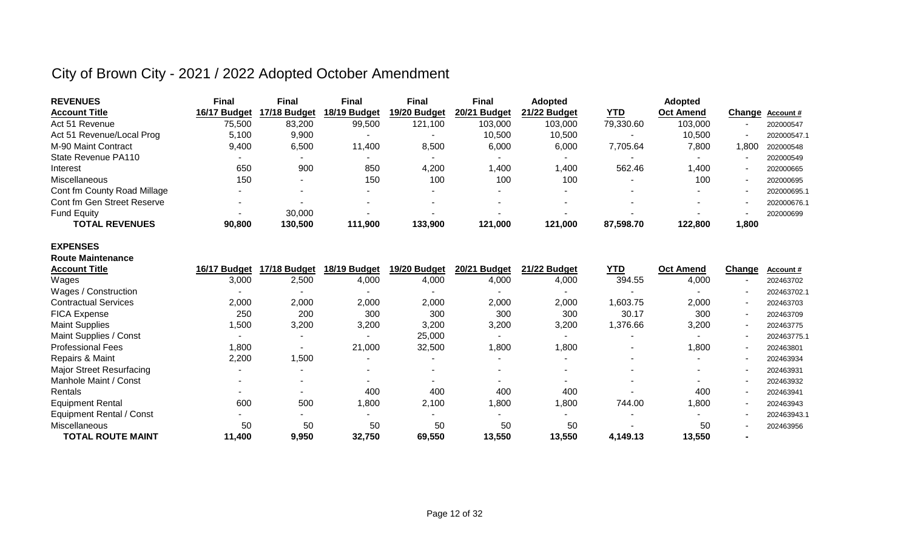# City of Brown City - 2021 / 2022 Adopted October Amendment

| **REVENUES** | **Final** | **Final** | **Final** | **Final** | **Final** | **Adopted** | | **Adopted** | | |
|---|---|---|---|---|---|---|---|---|---|---|
| **Account Title** | **16/17 Budget** | **17/18 Budget** | **18/19 Budget** | **19/20 Budget** | **20/21 Budget** | **21/22 Budget** | **YTD** | **Oct Amend** | **Change** | **Account #** |
| Act 51 Revenue | 75,500 | 83,200 | 99,500 | 121,100 | 103,000 | 103,000 | 79,330.60 | 103,000 | - | 202000547 |
| Act 51 Revenue/Local Prog | 5,100 | 9,900 | - | - | 10,500 | 10,500 | - | 10,500 | - | 202000547.1 |
| M-90 Maint Contract | 9,400 | 6,500 | 11,400 | 8,500 | 6,000 | 6,000 | 7,705.64 | 7,800 | 1,800 | 202000548 |
| State Revenue PA110 | - | - | - | - | - | - | - | - | - | 202000549 |
| Interest | 650 | 900 | 850 | 4,200 | 1,400 | 1,400 | 562.46 | 1,400 | - | 202000665 |
| Miscellaneous | 150 | - | 150 | 100 | 100 | 100 | - | 100 | - | 202000695 |
| Cont fm County Road Millage | - | - | - | - | - | - | - | - | - | 202000695.1 |
| Cont fm Gen Street Reserve | - | - | - | - | - | - | - | - | - | 202000676.1 |
| Fund Equity | - | 30,000 | - | - | - | - | - | - | - | 202000699 |
| **TOTAL REVENUES** | **90,800** | **130,500** | **111,900** | **133,900** | **121,000** | **121,000** | **87,598.70** | **122,800** | **1,800** | |

**EXPENSES**

**Route Maintenance**

| **Account Title** | **16/17 Budget** | **17/18 Budget** | **18/19 Budget** | **19/20 Budget** | **20/21 Budget** | **21/22 Budget** | **YTD** | **Oct Amend** | **Change** | **Account #** |
|---|---|---|---|---|---|---|---|---|---|---|
| Wages | 3,000 | 2,500 | 4,000 | 4,000 | 4,000 | 4,000 | 394.55 | 4,000 | - | 202463702 |
| Wages / Construction | - | - | - | - | - | - | - | - | - | 202463702.1 |
| Contractual Services | 2,000 | 2,000 | 2,000 | 2,000 | 2,000 | 2,000 | 1,603.75 | 2,000 | - | 202463703 |
| FICA Expense | 250 | 200 | 300 | 300 | 300 | 300 | 30.17 | 300 | - | 202463709 |
| Maint Supplies | 1,500 | 3,200 | 3,200 | 3,200 | 3,200 | 3,200 | 1,376.66 | 3,200 | - | 202463775 |
| Maint Supplies / Const | - | - | - | 25,000 | - | - | - | - | - | 202463775.1 |
| Professional Fees | 1,800 | - | 21,000 | 32,500 | 1,800 | 1,800 | - | 1,800 | - | 202463801 |
| Repairs & Maint | 2,200 | 1,500 | - | - | - | - | - | - | - | 202463934 |
| Major Street Resurfacing | - | - | - | - | - | - | - | - | - | 202463931 |
| Manhole Maint / Const | - | - | - | - | - | - | - | - | - | 202463932 |
| Rentals | - | - | 400 | 400 | 400 | 400 | - | 400 | - | 202463941 |
| Equipment Rental | 600 | 500 | 1,800 | 2,100 | 1,800 | 1,800 | 744.00 | 1,800 | - | 202463943 |
| Equipment Rental / Const | - | - | - | - | - | - | - | - | - | 202463943.1 |
| Miscellaneous | 50 | 50 | 50 | 50 | 50 | 50 | - | 50 | - | 202463956 |
| **TOTAL ROUTE MAINT** | **11,400** | **9,950** | **32,750** | **69,550** | **13,550** | **13,550** | **4,149.13** | **13,550** | **-** | |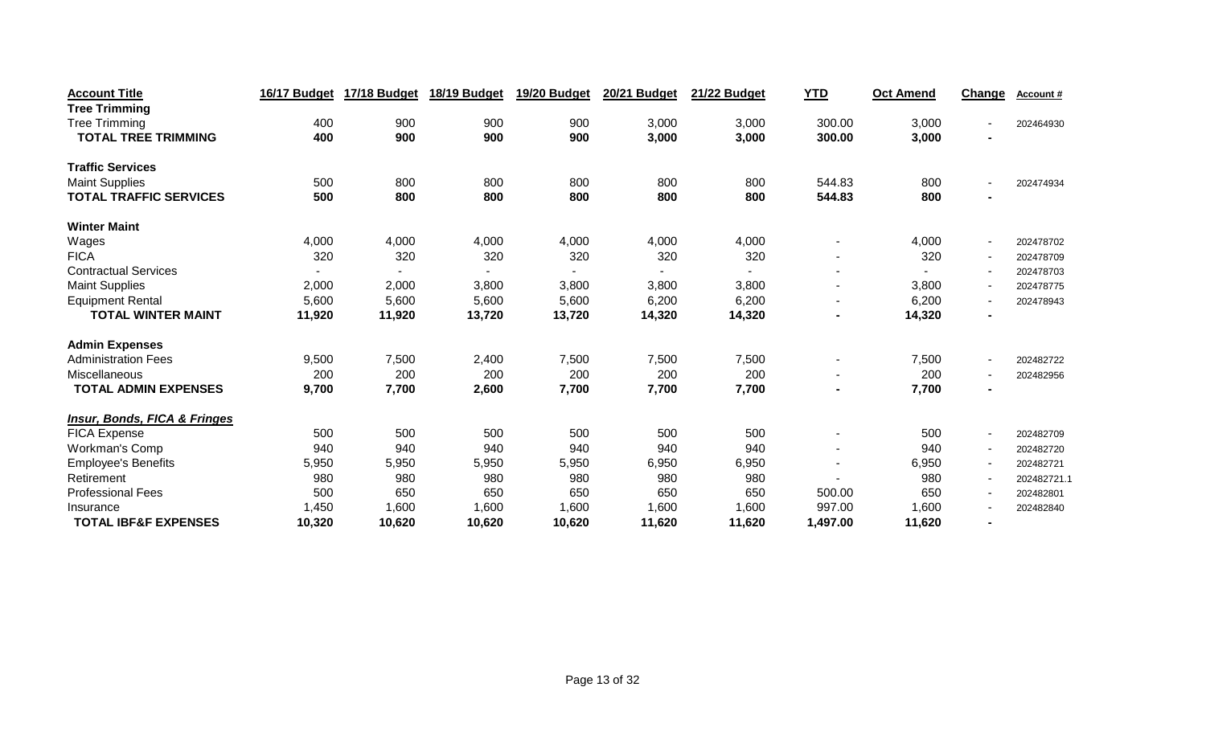| Account Title | 16/17 Budget | 17/18 Budget | 18/19 Budget | 19/20 Budget | 20/21 Budget | 21/22 Budget | YTD | Oct Amend | Change | Account # |
|---|---|---|---|---|---|---|---|---|---|---|
| **Tree Trimming** | | | | | | | | | | |
| Tree Trimming | 400 | 900 | 900 | 900 | 3,000 | 3,000 | 300.00 | 3,000 | - | 202464930 |
| **TOTAL TREE TRIMMING** | **400** | **900** | **900** | **900** | **3,000** | **3,000** | **300.00** | **3,000** | **-** | |
| | | | | | | | | | | |
| **Traffic Services** | | | | | | | | | | |
| Maint Supplies | 500 | 800 | 800 | 800 | 800 | 800 | 544.83 | 800 | - | 202474934 |
| **TOTAL TRAFFIC SERVICES** | **500** | **800** | **800** | **800** | **800** | **800** | **544.83** | **800** | **-** | |
| | | | | | | | | | | |
| **Winter Maint** | | | | | | | | | | |
| Wages | 4,000 | 4,000 | 4,000 | 4,000 | 4,000 | 4,000 | - | 4,000 | - | 202478702 |
| FICA | 320 | 320 | 320 | 320 | 320 | 320 | - | 320 | - | 202478709 |
| Contractual Services | - | - | - | - | - | - | - | - | - | 202478703 |
| Maint Supplies | 2,000 | 2,000 | 3,800 | 3,800 | 3,800 | 3,800 | - | 3,800 | - | 202478775 |
| Equipment Rental | 5,600 | 5,600 | 5,600 | 5,600 | 6,200 | 6,200 | - | 6,200 | - | 202478943 |
| **TOTAL WINTER MAINT** | **11,920** | **11,920** | **13,720** | **13,720** | **14,320** | **14,320** | **-** | **14,320** | **-** | |
| | | | | | | | | | | |
| **Admin Expenses** | | | | | | | | | | |
| Administration Fees | 9,500 | 7,500 | 2,400 | 7,500 | 7,500 | 7,500 | - | 7,500 | - | 202482722 |
| Miscellaneous | 200 | 200 | 200 | 200 | 200 | 200 | - | 200 | - | 202482956 |
| **TOTAL ADMIN EXPENSES** | **9,700** | **7,700** | **2,600** | **7,700** | **7,700** | **7,700** | **-** | **7,700** | **-** | |
| | | | | | | | | | | |
| ***Insur, Bonds, FICA & Fringes*** | | | | | | | | | | |
| FICA Expense | 500 | 500 | 500 | 500 | 500 | 500 | - | 500 | - | 202482709 |
| Workman's Comp | 940 | 940 | 940 | 940 | 940 | 940 | - | 940 | - | 202482720 |
| Employee's Benefits | 5,950 | 5,950 | 5,950 | 5,950 | 6,950 | 6,950 | - | 6,950 | - | 202482721 |
| Retirement | 980 | 980 | 980 | 980 | 980 | 980 | - | 980 | - | 202482721.1 |
| Professional Fees | 500 | 650 | 650 | 650 | 650 | 650 | 500.00 | 650 | - | 202482801 |
| Insurance | 1,450 | 1,600 | 1,600 | 1,600 | 1,600 | 1,600 | 997.00 | 1,600 | - | 202482840 |
| **TOTAL IBF&F EXPENSES** | **10,320** | **10,620** | **10,620** | **10,620** | **11,620** | **11,620** | **1,497.00** | **11,620** | **-** | |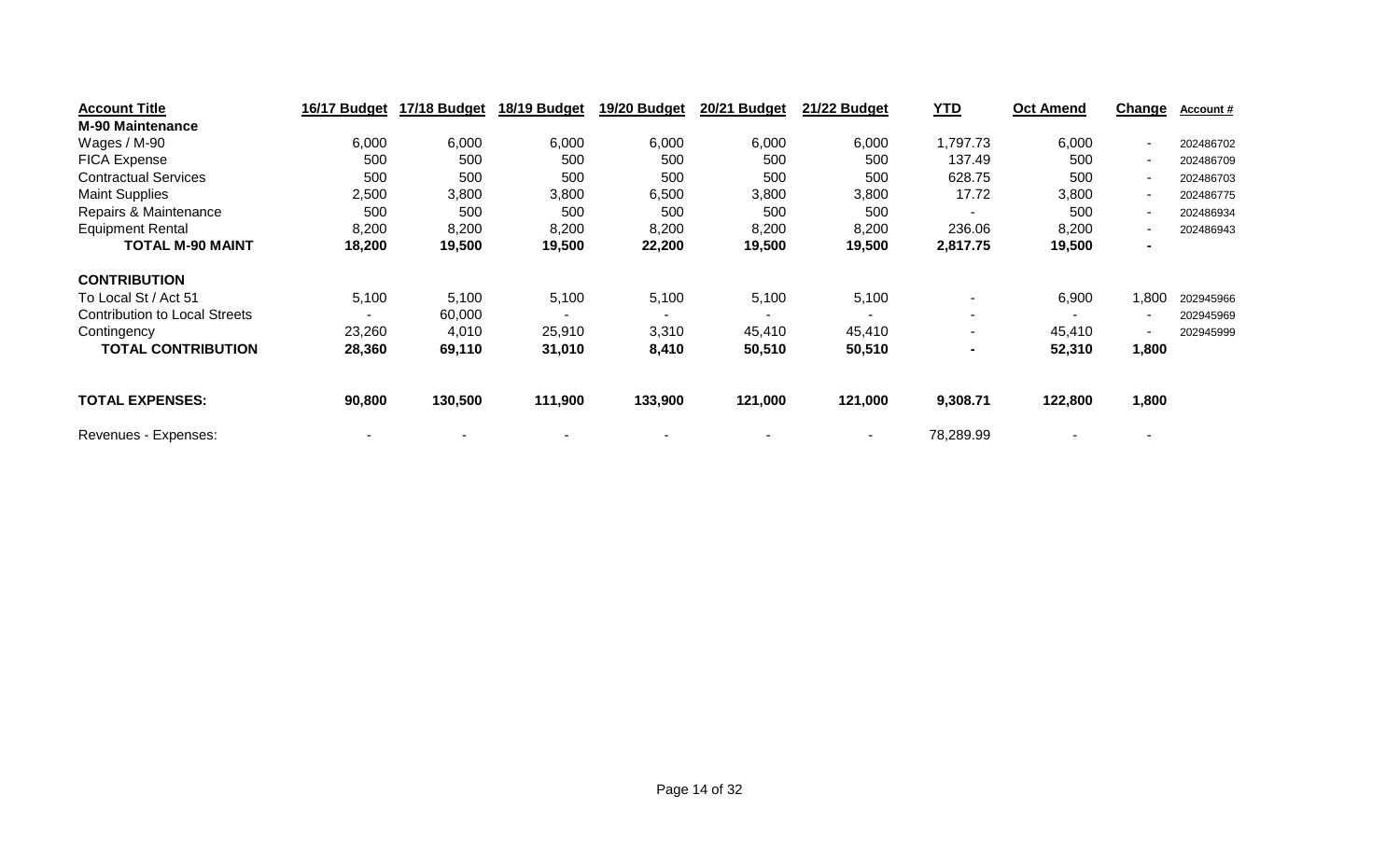| Account Title | 16/17 Budget | 17/18 Budget | 18/19 Budget | 19/20 Budget | 20/21 Budget | 21/22 Budget | YTD | Oct Amend | Change | Account # |
|---|---|---|---|---|---|---|---|---|---|---|
| **M-90 Maintenance** | | | | | | | | | | |
| Wages / M-90 | 6,000 | 6,000 | 6,000 | 6,000 | 6,000 | 6,000 | 1,797.73 | 6,000 | - | 202486702 |
| FICA Expense | 500 | 500 | 500 | 500 | 500 | 500 | 137.49 | 500 | - | 202486709 |
| Contractual Services | 500 | 500 | 500 | 500 | 500 | 500 | 628.75 | 500 | - | 202486703 |
| Maint Supplies | 2,500 | 3,800 | 3,800 | 6,500 | 3,800 | 3,800 | 17.72 | 3,800 | - | 202486775 |
| Repairs & Maintenance | 500 | 500 | 500 | 500 | 500 | 500 | - | 500 | - | 202486934 |
| Equipment Rental | 8,200 | 8,200 | 8,200 | 8,200 | 8,200 | 8,200 | 236.06 | 8,200 | - | 202486943 |
| **TOTAL M-90 MAINT** | **18,200** | **19,500** | **19,500** | **22,200** | **19,500** | **19,500** | **2,817.75** | **19,500** | **-** | |
| | | | | | | | | | | |
| **CONTRIBUTION** | | | | | | | | | | |
| To Local St / Act 51 | 5,100 | 5,100 | 5,100 | 5,100 | 5,100 | 5,100 | - | 6,900 | 1,800 | 202945966 |
| Contribution to Local Streets | - | 60,000 | - | - | - | - | - | - | - | 202945969 |
| Contingency | 23,260 | 4,010 | 25,910 | 3,310 | 45,410 | 45,410 | - | 45,410 | - | 202945999 |
| **TOTAL CONTRIBUTION** | **28,360** | **69,110** | **31,010** | **8,410** | **50,510** | **50,510** | **-** | **52,310** | **1,800** | |
| | | | | | | | | | | |
| **TOTAL EXPENSES:** | **90,800** | **130,500** | **111,900** | **133,900** | **121,000** | **121,000** | **9,308.71** | **122,800** | **1,800** | |
| | | | | | | | | | | |
| Revenues - Expenses: | - | - | - | - | - | - | 78,289.99 | - | - | |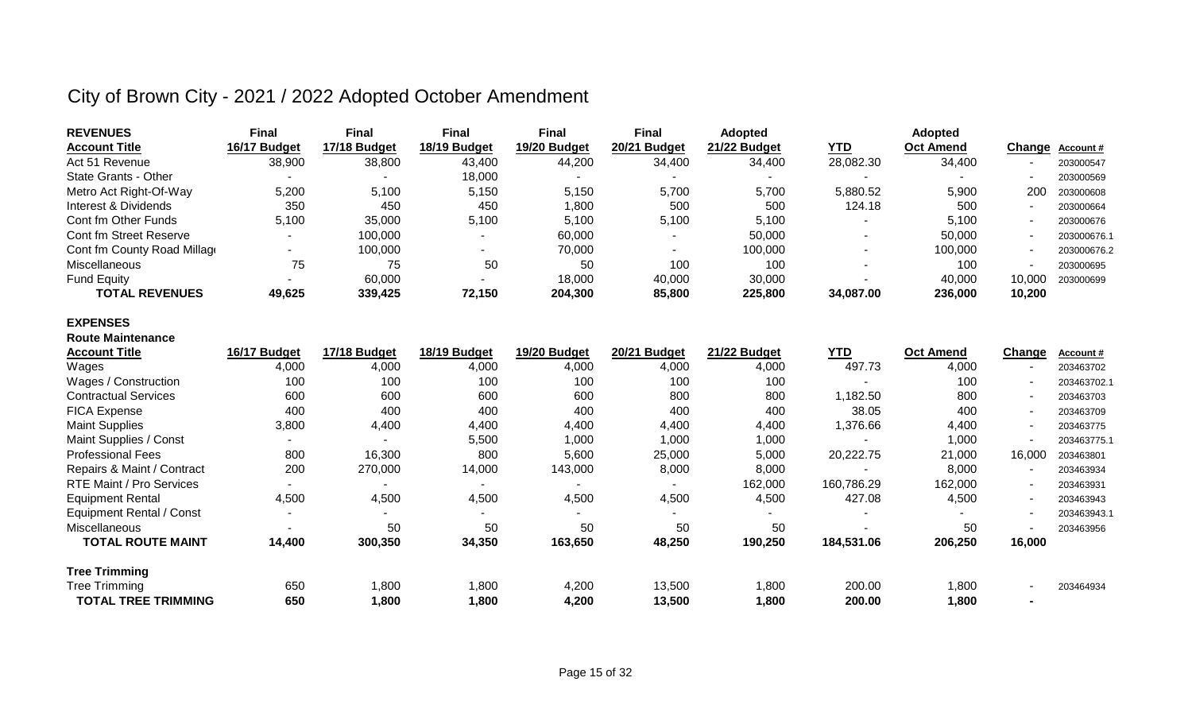# City of Brown City - 2021 / 2022 Adopted October Amendment

| REVENUES | Final | Final | Final | Final | Final | Adopted | | Adopted | | |
|---|---|---|---|---|---|---|---|---|---|---|
| Account Title | 16/17 Budget | 17/18 Budget | 18/19 Budget | 19/20 Budget | 20/21 Budget | 21/22 Budget | YTD | Oct Amend | Change | Account # |
| Act 51 Revenue | 38,900 | 38,800 | 43,400 | 44,200 | 34,400 | 34,400 | 28,082.30 | 34,400 | - | 203000547 |
| State Grants - Other | - | - | 18,000 | - | - | - | - | - | - | 203000569 |
| Metro Act Right-Of-Way | 5,200 | 5,100 | 5,150 | 5,150 | 5,700 | 5,700 | 5,880.52 | 5,900 | 200 | 203000608 |
| Interest & Dividends | 350 | 450 | 450 | 1,800 | 500 | 500 | 124.18 | 500 | - | 203000664 |
| Cont fm Other Funds | 5,100 | 35,000 | 5,100 | 5,100 | 5,100 | 5,100 | - | 5,100 | - | 203000676 |
| Cont fm Street Reserve | - | 100,000 | - | 60,000 | - | 50,000 | - | 50,000 | - | 203000676.1 |
| Cont fm County Road Millage | - | 100,000 | - | 70,000 | - | 100,000 | - | 100,000 | - | 203000676.2 |
| Miscellaneous | 75 | 75 | 50 | 50 | 100 | 100 | - | 100 | - | 203000695 |
| Fund Equity | - | 60,000 | - | 18,000 | 40,000 | 30,000 | - | 40,000 | 10,000 | 203000699 |
| **TOTAL REVENUES** | **49,625** | **339,425** | **72,150** | **204,300** | **85,800** | **225,800** | **34,087.00** | **236,000** | **10,200** | |

**EXPENSES**

**Route Maintenance**

| Account Title | 16/17 Budget | 17/18 Budget | 18/19 Budget | 19/20 Budget | 20/21 Budget | 21/22 Budget | YTD | Oct Amend | Change | Account # |
|---|---|---|---|---|---|---|---|---|---|---|
| Wages | 4,000 | 4,000 | 4,000 | 4,000 | 4,000 | 4,000 | 497.73 | 4,000 | - | 203463702 |
| Wages / Construction | 100 | 100 | 100 | 100 | 100 | 100 | - | 100 | - | 203463702.1 |
| Contractual Services | 600 | 600 | 600 | 600 | 800 | 800 | 1,182.50 | 800 | - | 203463703 |
| FICA Expense | 400 | 400 | 400 | 400 | 400 | 400 | 38.05 | 400 | - | 203463709 |
| Maint Supplies | 3,800 | 4,400 | 4,400 | 4,400 | 4,400 | 4,400 | 1,376.66 | 4,400 | - | 203463775 |
| Maint Supplies / Const | - | - | 5,500 | 1,000 | 1,000 | 1,000 | - | 1,000 | - | 203463775.1 |
| Professional Fees | 800 | 16,300 | 800 | 5,600 | 25,000 | 5,000 | 20,222.75 | 21,000 | 16,000 | 203463801 |
| Repairs & Maint / Contract | 200 | 270,000 | 14,000 | 143,000 | 8,000 | 8,000 | - | 8,000 | - | 203463934 |
| RTE Maint / Pro Services | - | - | - | - | - | 162,000 | 160,786.29 | 162,000 | - | 203463931 |
| Equipment Rental | 4,500 | 4,500 | 4,500 | 4,500 | 4,500 | 4,500 | 427.08 | 4,500 | - | 203463943 |
| Equipment Rental / Const | - | - | - | - | - | - | - | - | - | 203463943.1 |
| Miscellaneous | - | 50 | 50 | 50 | 50 | 50 | - | 50 | - | 203463956 |
| **TOTAL ROUTE MAINT** | **14,400** | **300,350** | **34,350** | **163,650** | **48,250** | **190,250** | **184,531.06** | **206,250** | **16,000** | |

**Tree Trimming**

| Account Title | 16/17 Budget | 17/18 Budget | 18/19 Budget | 19/20 Budget | 20/21 Budget | 21/22 Budget | YTD | Oct Amend | Change | Account # |
|---|---|---|---|---|---|---|---|---|---|---|
| Tree Trimming | 650 | 1,800 | 1,800 | 4,200 | 13,500 | 1,800 | 200.00 | 1,800 | - | 203464934 |
| **TOTAL TREE TRIMMING** | **650** | **1,800** | **1,800** | **4,200** | **13,500** | **1,800** | **200.00** | **1,800** | **-** | |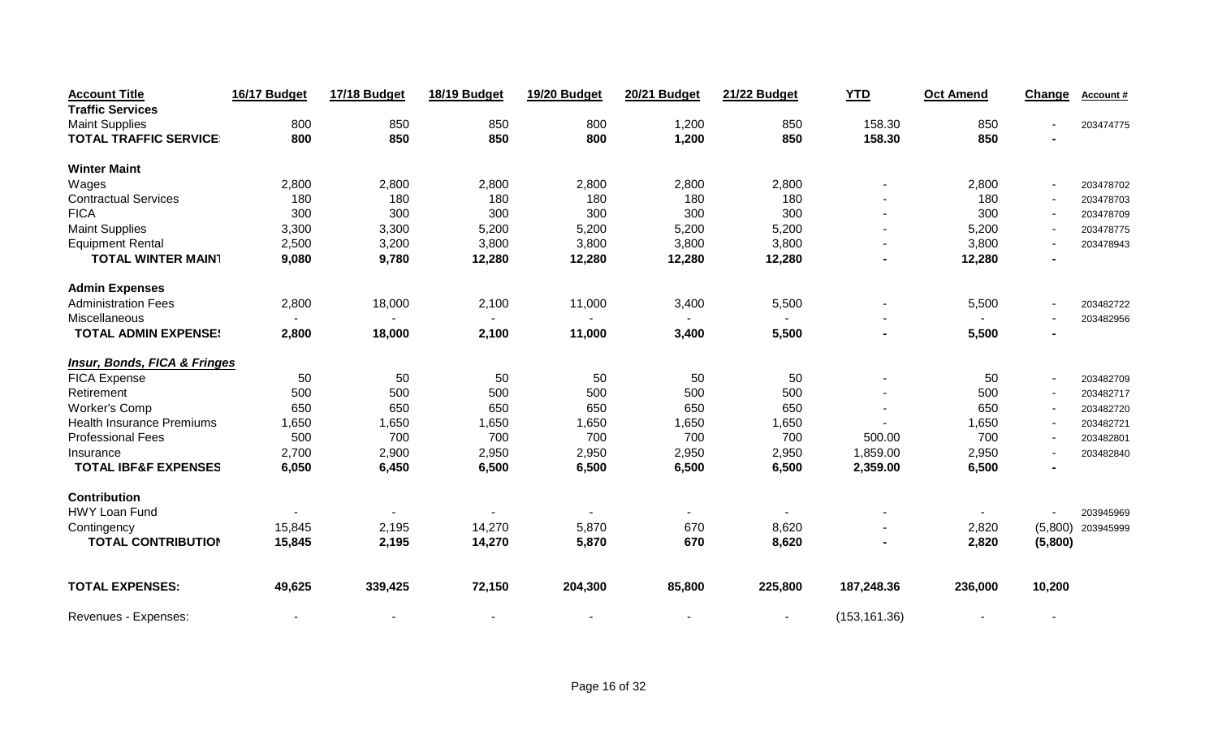| Account Title | 16/17 Budget | 17/18 Budget | 18/19 Budget | 19/20 Budget | 20/21 Budget | 21/22 Budget | YTD | Oct Amend | Change | Account # |
|---|---|---|---|---|---|---|---|---|---|---|
| **Traffic Services** | | | | | | | | | | |
| Maint Supplies | 800 | 850 | 850 | 800 | 1,200 | 850 | 158.30 | 850 | - | 203474775 |
| **TOTAL TRAFFIC SERVICE** | **800** | **850** | **850** | **800** | **1,200** | **850** | **158.30** | **850** | **-** | |
| | | | | | | | | | | |
| **Winter Maint** | | | | | | | | | | |
| Wages | 2,800 | 2,800 | 2,800 | 2,800 | 2,800 | 2,800 | - | 2,800 | - | 203478702 |
| Contractual Services | 180 | 180 | 180 | 180 | 180 | 180 | - | 180 | - | 203478703 |
| FICA | 300 | 300 | 300 | 300 | 300 | 300 | - | 300 | - | 203478709 |
| Maint Supplies | 3,300 | 3,300 | 5,200 | 5,200 | 5,200 | 5,200 | - | 5,200 | - | 203478775 |
| Equipment Rental | 2,500 | 3,200 | 3,800 | 3,800 | 3,800 | 3,800 | - | 3,800 | - | 203478943 |
| **TOTAL WINTER MAINT** | **9,080** | **9,780** | **12,280** | **12,280** | **12,280** | **12,280** | **-** | **12,280** | **-** | |
| | | | | | | | | | | |
| **Admin Expenses** | | | | | | | | | | |
| Administration Fees | 2,800 | 18,000 | 2,100 | 11,000 | 3,400 | 5,500 | - | 5,500 | - | 203482722 |
| Miscellaneous | - | - | - | - | - | - | - | - | - | 203482956 |
| **TOTAL ADMIN EXPENSES** | **2,800** | **18,000** | **2,100** | **11,000** | **3,400** | **5,500** | **-** | **5,500** | **-** | |
| | | | | | | | | | | |
| ***Insur, Bonds, FICA & Fringes*** | | | | | | | | | | |
| FICA Expense | 50 | 50 | 50 | 50 | 50 | 50 | - | 50 | - | 203482709 |
| Retirement | 500 | 500 | 500 | 500 | 500 | 500 | - | 500 | - | 203482717 |
| Worker's Comp | 650 | 650 | 650 | 650 | 650 | 650 | - | 650 | - | 203482720 |
| Health Insurance Premiums | 1,650 | 1,650 | 1,650 | 1,650 | 1,650 | 1,650 | - | 1,650 | - | 203482721 |
| Professional Fees | 500 | 700 | 700 | 700 | 700 | 700 | 500.00 | 700 | - | 203482801 |
| Insurance | 2,700 | 2,900 | 2,950 | 2,950 | 2,950 | 2,950 | 1,859.00 | 2,950 | - | 203482840 |
| **TOTAL IBF&F EXPENSES** | **6,050** | **6,450** | **6,500** | **6,500** | **6,500** | **6,500** | **2,359.00** | **6,500** | **-** | |
| | | | | | | | | | | |
| **Contribution** | | | | | | | | | | |
| HWY Loan Fund | - | - | - | - | - | - | - | - | - | 203945969 |
| Contingency | 15,845 | 2,195 | 14,270 | 5,870 | 670 | 8,620 | - | 2,820 | (5,800) | 203945999 |
| **TOTAL CONTRIBUTION** | **15,845** | **2,195** | **14,270** | **5,870** | **670** | **8,620** | **-** | **2,820** | **(5,800)** | |
| | | | | | | | | | | |
| **TOTAL EXPENSES:** | **49,625** | **339,425** | **72,150** | **204,300** | **85,800** | **225,800** | **187,248.36** | **236,000** | **10,200** | |
| | | | | | | | | | | |
| Revenues - Expenses: | - | - | - | - | - | - | (153,161.36) | - | - | |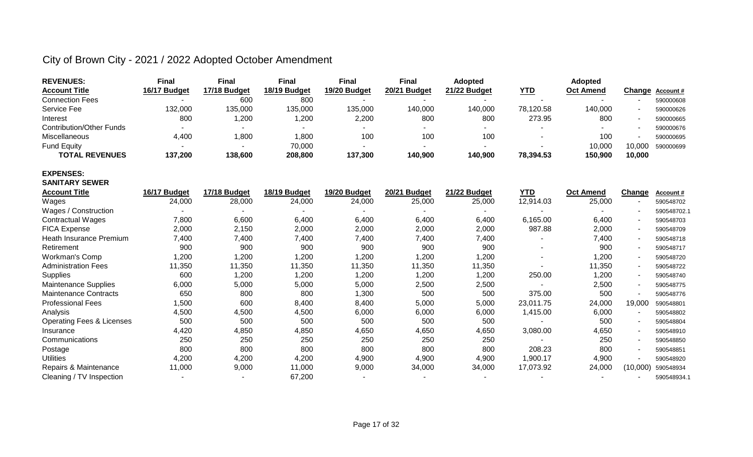# City of Brown City - 2021 / 2022 Adopted October Amendment

| **REVENUES:** | **Final** | **Final** | **Final** | **Final** | **Final** | **Adopted** | | **Adopted** | | |
|---|---|---|---|---|---|---|---|---|---|---|
| **Account Title** | **16/17 Budget** | **17/18 Budget** | **18/19 Budget** | **19/20 Budget** | **20/21 Budget** | **21/22 Budget** | **YTD** | **Oct Amend** | **Change** | **Account #** |
| Connection Fees | - | 600 | 800 | - | - | - | - | - | - | 590000608 |
| Service Fee | 132,000 | 135,000 | 135,000 | 135,000 | 140,000 | 140,000 | 78,120.58 | 140,000 | - | 590000626 |
| Interest | 800 | 1,200 | 1,200 | 2,200 | 800 | 800 | 273.95 | 800 | - | 590000665 |
| Contribution/Other Funds | - | - | - | - | - | - | - | - | - | 590000676 |
| Miscellaneous | 4,400 | 1,800 | 1,800 | 100 | 100 | 100 | - | 100 | - | 590000695 |
| Fund Equity | - | - | 70,000 | - | - | - | - | 10,000 | 10,000 | 590000699 |
| **TOTAL REVENUES** | **137,200** | **138,600** | **208,800** | **137,300** | **140,900** | **140,900** | **78,394.53** | **150,900** | **10,000** | |

**EXPENSES:**

**SANITARY SEWER**

| **Account Title** | **16/17 Budget** | **17/18 Budget** | **18/19 Budget** | **19/20 Budget** | **20/21 Budget** | **21/22 Budget** | **YTD** | **Oct Amend** | **Change** | **Account #** |
|---|---|---|---|---|---|---|---|---|---|---|
| Wages | 24,000 | 28,000 | 24,000 | 24,000 | 25,000 | 25,000 | 12,914.03 | 25,000 | - | 590548702 |
| Wages / Construction | - | - | - | - | - | - | - | - | - | 590548702.1 |
| Contractual Wages | 7,800 | 6,600 | 6,400 | 6,400 | 6,400 | 6,400 | 6,165.00 | 6,400 | - | 590548703 |
| FICA Expense | 2,000 | 2,150 | 2,000 | 2,000 | 2,000 | 2,000 | 987.88 | 2,000 | - | 590548709 |
| Heath Insurance Premium | 7,400 | 7,400 | 7,400 | 7,400 | 7,400 | 7,400 | - | 7,400 | - | 590548718 |
| Retirement | 900 | 900 | 900 | 900 | 900 | 900 | - | 900 | - | 590548717 |
| Workman's Comp | 1,200 | 1,200 | 1,200 | 1,200 | 1,200 | 1,200 | - | 1,200 | - | 590548720 |
| Administration Fees | 11,350 | 11,350 | 11,350 | 11,350 | 11,350 | 11,350 | - | 11,350 | - | 590548722 |
| Supplies | 600 | 1,200 | 1,200 | 1,200 | 1,200 | 1,200 | 250.00 | 1,200 | - | 590548740 |
| Maintenance Supplies | 6,000 | 5,000 | 5,000 | 5,000 | 2,500 | 2,500 | - | 2,500 | - | 590548775 |
| Maintenance Contracts | 650 | 800 | 800 | 1,300 | 500 | 500 | 375.00 | 500 | - | 590548776 |
| Professional Fees | 1,500 | 600 | 8,400 | 8,400 | 5,000 | 5,000 | 23,011.75 | 24,000 | 19,000 | 590548801 |
| Analysis | 4,500 | 4,500 | 4,500 | 6,000 | 6,000 | 6,000 | 1,415.00 | 6,000 | - | 590548802 |
| Operating Fees & Licenses | 500 | 500 | 500 | 500 | 500 | 500 | - | 500 | - | 590548804 |
| Insurance | 4,420 | 4,850 | 4,850 | 4,650 | 4,650 | 4,650 | 3,080.00 | 4,650 | - | 590548910 |
| Communications | 250 | 250 | 250 | 250 | 250 | 250 | - | 250 | - | 590548850 |
| Postage | 800 | 800 | 800 | 800 | 800 | 800 | 208.23 | 800 | - | 590548851 |
| Utilities | 4,200 | 4,200 | 4,200 | 4,900 | 4,900 | 4,900 | 1,900.17 | 4,900 | - | 590548920 |
| Repairs & Maintenance | 11,000 | 9,000 | 11,000 | 9,000 | 34,000 | 34,000 | 17,073.92 | 24,000 | (10,000) | 590548934 |
| Cleaning / TV Inspection | - | - | 67,200 | - | - | - | - | - | - | 590548934.1 |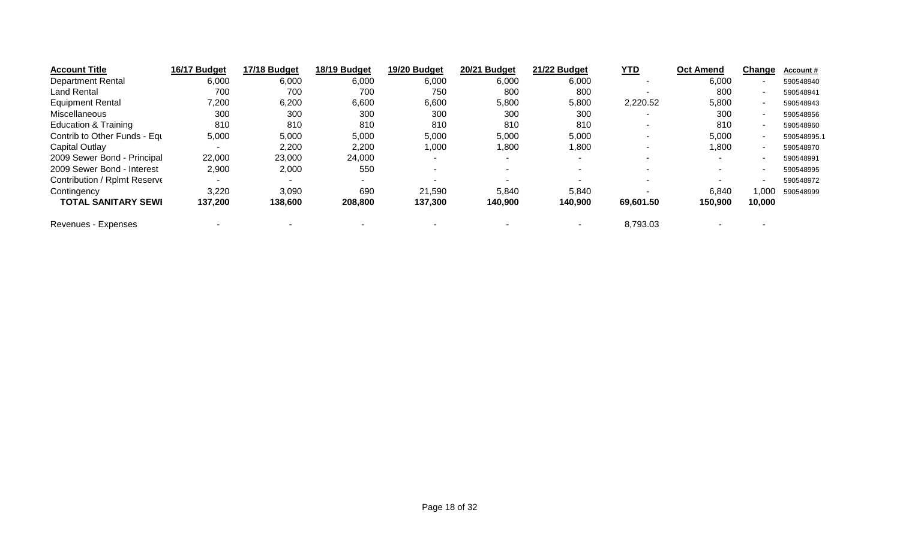| Account Title | 16/17 Budget | 17/18 Budget | 18/19 Budget | 19/20 Budget | 20/21 Budget | 21/22 Budget | YTD | Oct Amend | Change | Account # |
|---|---|---|---|---|---|---|---|---|---|---|
| Department Rental | 6,000 | 6,000 | 6,000 | 6,000 | 6,000 | 6,000 | - | 6,000 | - | 590548940 |
| Land Rental | 700 | 700 | 700 | 750 | 800 | 800 | - | 800 | - | 590548941 |
| Equipment Rental | 7,200 | 6,200 | 6,600 | 6,600 | 5,800 | 5,800 | 2,220.52 | 5,800 | - | 590548943 |
| Miscellaneous | 300 | 300 | 300 | 300 | 300 | 300 | - | 300 | - | 590548956 |
| Education & Training | 810 | 810 | 810 | 810 | 810 | 810 | - | 810 | - | 590548960 |
| Contrib to Other Funds - Equ | 5,000 | 5,000 | 5,000 | 5,000 | 5,000 | 5,000 | - | 5,000 | - | 590548995.1 |
| Capital Outlay | - | 2,200 | 2,200 | 1,000 | 1,800 | 1,800 | - | 1,800 | - | 590548970 |
| 2009 Sewer Bond - Principal | 22,000 | 23,000 | 24,000 | - | - | - | - | - | - | 590548991 |
| 2009 Sewer Bond - Interest | 2,900 | 2,000 | 550 | - | - | - | - | - | - | 590548995 |
| Contribution / Rplmt Reserve | - | - | - | - | - | - | - | - | - | 590548972 |
| Contingency | 3,220 | 3,090 | 690 | 21,590 | 5,840 | 5,840 | - | 6,840 | 1,000 | 590548999 |
| **TOTAL SANITARY SEWI** | **137,200** | **138,600** | **208,800** | **137,300** | **140,900** | **140,900** | **69,601.50** | **150,900** | **10,000** | |
| | | | | | | | | | | |
| Revenues - Expenses | - | - | - | - | - | - | 8,793.03 | - | - | |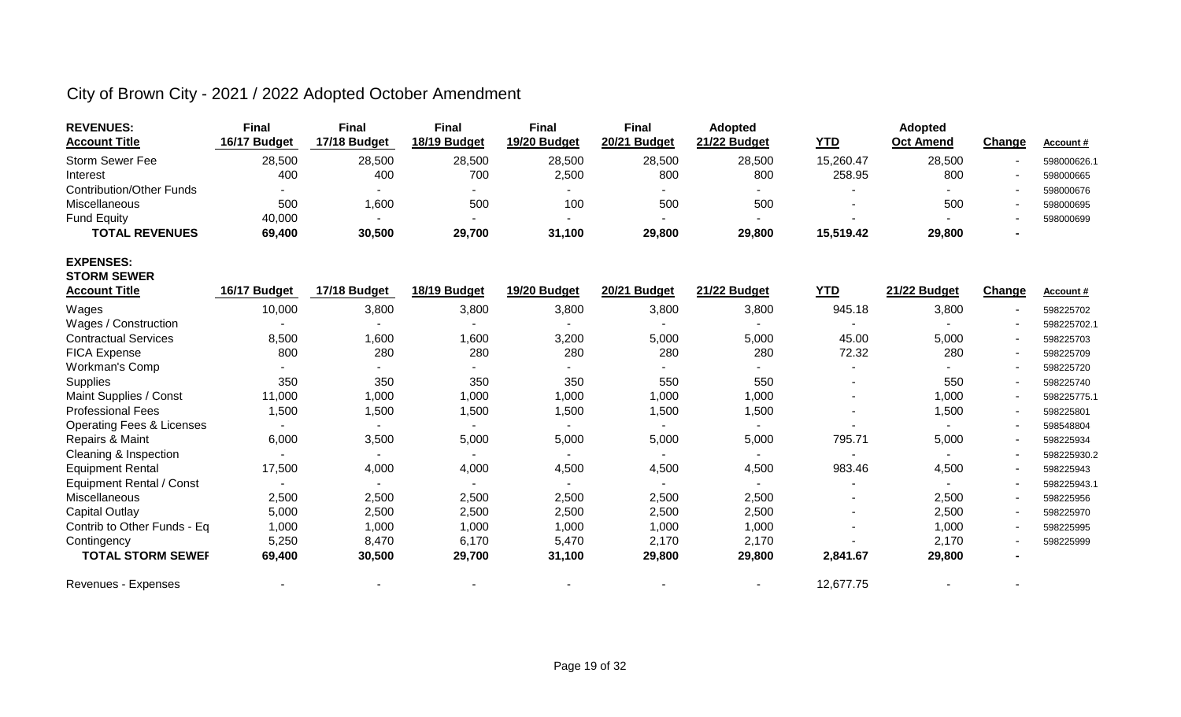# City of Brown City - 2021 / 2022 Adopted October Amendment

| REVENUES: Account Title | Final 16/17 Budget | Final 17/18 Budget | Final 18/19 Budget | Final 19/20 Budget | Final 20/21 Budget | Adopted 21/22 Budget | YTD | Adopted Oct Amend | Change | Account # |
|---|---|---|---|---|---|---|---|---|---|---|
| Storm Sewer Fee | 28,500 | 28,500 | 28,500 | 28,500 | 28,500 | 28,500 | 15,260.47 | 28,500 | - | 598000626.1 |
| Interest | 400 | 400 | 700 | 2,500 | 800 | 800 | 258.95 | 800 | - | 598000665 |
| Contribution/Other Funds | - | - | - | - | - | - | - | - | - | 598000676 |
| Miscellaneous | 500 | 1,600 | 500 | 100 | 500 | 500 | - | 500 | - | 598000695 |
| Fund Equity | 40,000 | - | - | - | - | - | - | - | - | 598000699 |
| **TOTAL REVENUES** | **69,400** | **30,500** | **29,700** | **31,100** | **29,800** | **29,800** | **15,519.42** | **29,800** | **-** | |

**EXPENSES:**

| STORM SEWER Account Title | 16/17 Budget | 17/18 Budget | 18/19 Budget | 19/20 Budget | 20/21 Budget | 21/22 Budget | YTD | 21/22 Budget | Change | Account # |
|---|---|---|---|---|---|---|---|---|---|---|
| Wages | 10,000 | 3,800 | 3,800 | 3,800 | 3,800 | 3,800 | 945.18 | 3,800 | - | 598225702 |
| Wages / Construction | - | - | - | - | - | - | - | - | - | 598225702.1 |
| Contractual Services | 8,500 | 1,600 | 1,600 | 3,200 | 5,000 | 5,000 | 45.00 | 5,000 | - | 598225703 |
| FICA Expense | 800 | 280 | 280 | 280 | 280 | 280 | 72.32 | 280 | - | 598225709 |
| Workman's Comp | - | - | - | - | - | - | - | - | - | 598225720 |
| Supplies | 350 | 350 | 350 | 350 | 550 | 550 | - | 550 | - | 598225740 |
| Maint Supplies / Const | 11,000 | 1,000 | 1,000 | 1,000 | 1,000 | 1,000 | - | 1,000 | - | 598225775.1 |
| Professional Fees | 1,500 | 1,500 | 1,500 | 1,500 | 1,500 | 1,500 | - | 1,500 | - | 598225801 |
| Operating Fees & Licenses | - | - | - | - | - | - | - | - | - | 598548804 |
| Repairs & Maint | 6,000 | 3,500 | 5,000 | 5,000 | 5,000 | 5,000 | 795.71 | 5,000 | - | 598225934 |
| Cleaning & Inspection | - | - | - | - | - | - | - | - | - | 598225930.2 |
| Equipment Rental | 17,500 | 4,000 | 4,000 | 4,500 | 4,500 | 4,500 | 983.46 | 4,500 | - | 598225943 |
| Equipment Rental / Const | - | - | - | - | - | - | - | - | - | 598225943.1 |
| Miscellaneous | 2,500 | 2,500 | 2,500 | 2,500 | 2,500 | 2,500 | - | 2,500 | - | 598225956 |
| Capital Outlay | 5,000 | 2,500 | 2,500 | 2,500 | 2,500 | 2,500 | - | 2,500 | - | 598225970 |
| Contrib to Other Funds - Eq | 1,000 | 1,000 | 1,000 | 1,000 | 1,000 | 1,000 | - | 1,000 | - | 598225995 |
| Contingency | 5,250 | 8,470 | 6,170 | 5,470 | 2,170 | 2,170 | - | 2,170 | - | 598225999 |
| **TOTAL STORM SEWEI** | **69,400** | **30,500** | **29,700** | **31,100** | **29,800** | **29,800** | **2,841.67** | **29,800** | **-** | |
| Revenues - Expenses | - | - | - | - | - | - | 12,677.75 | - | - | |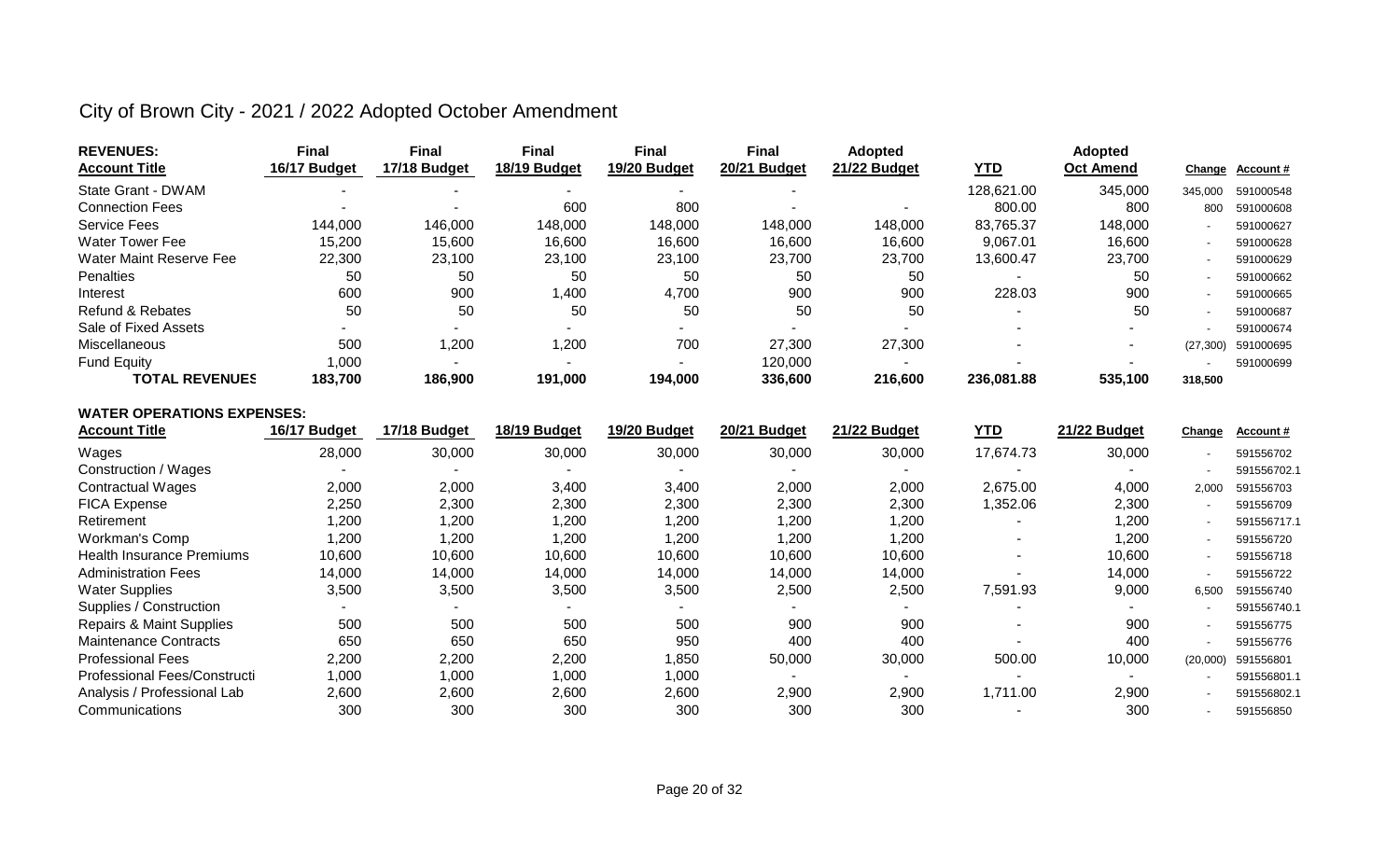# City of Brown City - 2021 / 2022 Adopted October Amendment

| REVENUES: Account Title | Final 16/17 Budget | Final 17/18 Budget | Final 18/19 Budget | Final 19/20 Budget | Final 20/21 Budget | Adopted 21/22 Budget | YTD | Adopted Oct Amend | Change | Account # |
|---|---|---|---|---|---|---|---|---|---|---|
| State Grant - DWAM | - | - | - | - | - | | 128,621.00 | 345,000 | 345,000 | 591000548 |
| Connection Fees | - | - | 600 | 800 | - | - | 800.00 | 800 | 800 | 591000608 |
| Service Fees | 144,000 | 146,000 | 148,000 | 148,000 | 148,000 | 148,000 | 83,765.37 | 148,000 | - | 591000627 |
| Water Tower Fee | 15,200 | 15,600 | 16,600 | 16,600 | 16,600 | 16,600 | 9,067.01 | 16,600 | - | 591000628 |
| Water Maint Reserve Fee | 22,300 | 23,100 | 23,100 | 23,100 | 23,700 | 23,700 | 13,600.47 | 23,700 | - | 591000629 |
| Penalties | 50 | 50 | 50 | 50 | 50 | 50 | - | 50 | - | 591000662 |
| Interest | 600 | 900 | 1,400 | 4,700 | 900 | 900 | 228.03 | 900 | - | 591000665 |
| Refund & Rebates | 50 | 50 | 50 | 50 | 50 | 50 | - | 50 | - | 591000687 |
| Sale of Fixed Assets | - | - | - | - | - | - | - | - | - | 591000674 |
| Miscellaneous | 500 | 1,200 | 1,200 | 700 | 27,300 | 27,300 | - | - | (27,300) | 591000695 |
| Fund Equity | 1,000 | - | - | - | 120,000 | - | - | - | - | 591000699 |
| **TOTAL REVENUES** | **183,700** | **186,900** | **191,000** | **194,000** | **336,600** | **216,600** | **236,081.88** | **535,100** | **318,500** | |

**WATER OPERATIONS EXPENSES:**

| Account Title | 16/17 Budget | 17/18 Budget | 18/19 Budget | 19/20 Budget | 20/21 Budget | 21/22 Budget | YTD | 21/22 Budget | Change | Account # |
|---|---|---|---|---|---|---|---|---|---|---|
| Wages | 28,000 | 30,000 | 30,000 | 30,000 | 30,000 | 30,000 | 17,674.73 | 30,000 | - | 591556702 |
| Construction / Wages | - | - | - | - | - | - | - | - | - | 591556702.1 |
| Contractual Wages | 2,000 | 2,000 | 3,400 | 3,400 | 2,000 | 2,000 | 2,675.00 | 4,000 | 2,000 | 591556703 |
| FICA Expense | 2,250 | 2,300 | 2,300 | 2,300 | 2,300 | 2,300 | 1,352.06 | 2,300 | - | 591556709 |
| Retirement | 1,200 | 1,200 | 1,200 | 1,200 | 1,200 | 1,200 | - | 1,200 | - | 591556717.1 |
| Workman's Comp | 1,200 | 1,200 | 1,200 | 1,200 | 1,200 | 1,200 | - | 1,200 | - | 591556720 |
| Health Insurance Premiums | 10,600 | 10,600 | 10,600 | 10,600 | 10,600 | 10,600 | - | 10,600 | - | 591556718 |
| Administration Fees | 14,000 | 14,000 | 14,000 | 14,000 | 14,000 | 14,000 | - | 14,000 | - | 591556722 |
| Water Supplies | 3,500 | 3,500 | 3,500 | 3,500 | 2,500 | 2,500 | 7,591.93 | 9,000 | 6,500 | 591556740 |
| Supplies / Construction | - | - | - | - | - | - | - | - | - | 591556740.1 |
| Repairs & Maint Supplies | 500 | 500 | 500 | 500 | 900 | 900 | - | 900 | - | 591556775 |
| Maintenance Contracts | 650 | 650 | 650 | 950 | 400 | 400 | - | 400 | - | 591556776 |
| Professional Fees | 2,200 | 2,200 | 2,200 | 1,850 | 50,000 | 30,000 | 500.00 | 10,000 | (20,000) | 591556801 |
| Professional Fees/Constructi | 1,000 | 1,000 | 1,000 | 1,000 | - | - | - | - | - | 591556801.1 |
| Analysis / Professional Lab | 2,600 | 2,600 | 2,600 | 2,600 | 2,900 | 2,900 | 1,711.00 | 2,900 | - | 591556802.1 |
| Communications | 300 | 300 | 300 | 300 | 300 | 300 | - | 300 | - | 591556850 |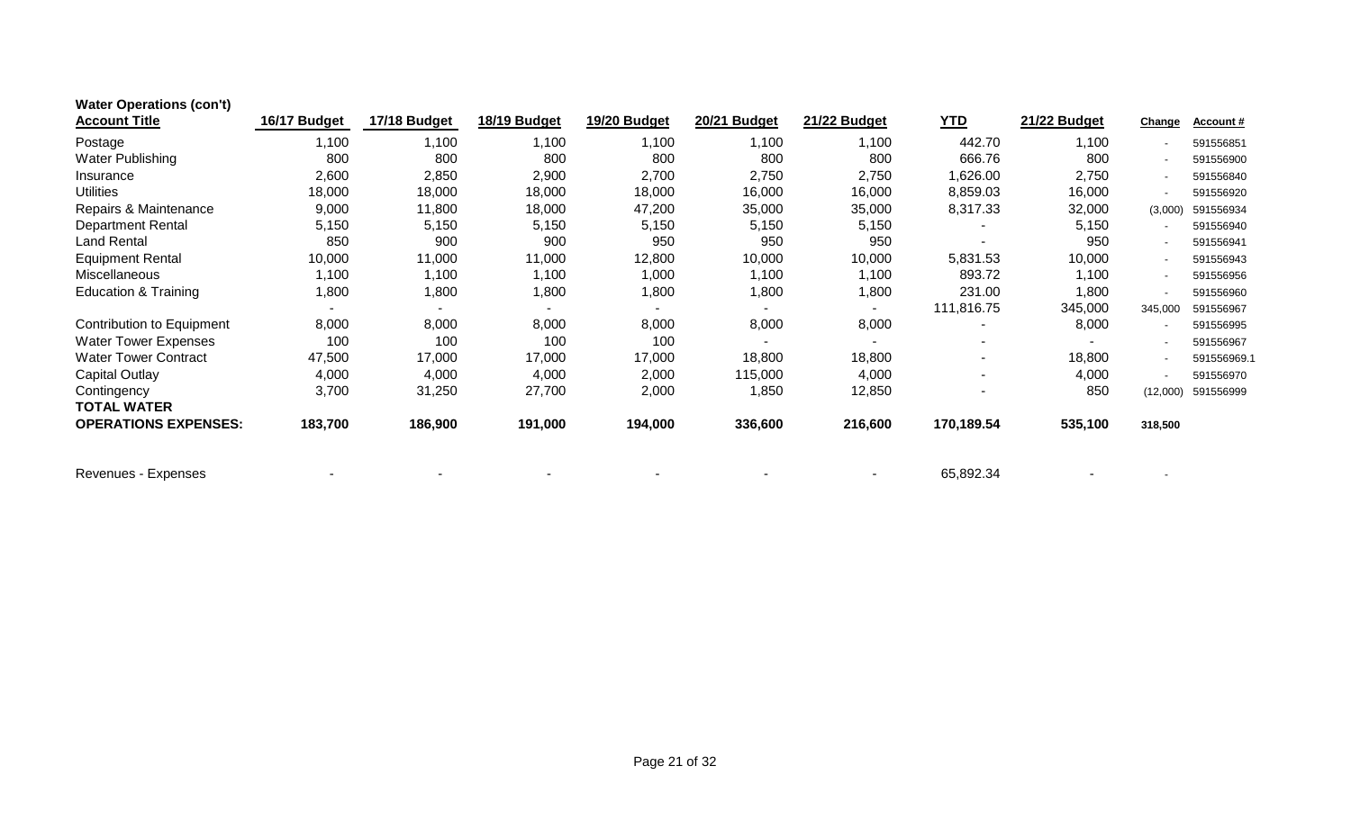**Water Operations (con't)**

| Account Title | 16/17 Budget | 17/18 Budget | 18/19 Budget | 19/20 Budget | 20/21 Budget | 21/22 Budget | YTD | 21/22 Budget | Change | Account # |
|---|---|---|---|---|---|---|---|---|---|---|
| Postage | 1,100 | 1,100 | 1,100 | 1,100 | 1,100 | 1,100 | 442.70 | 1,100 | - | 591556851 |
| Water Publishing | 800 | 800 | 800 | 800 | 800 | 800 | 666.76 | 800 | - | 591556900 |
| Insurance | 2,600 | 2,850 | 2,900 | 2,700 | 2,750 | 2,750 | 1,626.00 | 2,750 | - | 591556840 |
| Utilities | 18,000 | 18,000 | 18,000 | 18,000 | 16,000 | 16,000 | 8,859.03 | 16,000 | - | 591556920 |
| Repairs & Maintenance | 9,000 | 11,800 | 18,000 | 47,200 | 35,000 | 35,000 | 8,317.33 | 32,000 | (3,000) | 591556934 |
| Department Rental | 5,150 | 5,150 | 5,150 | 5,150 | 5,150 | 5,150 | - | 5,150 | - | 591556940 |
| Land Rental | 850 | 900 | 900 | 950 | 950 | 950 | - | 950 | - | 591556941 |
| Equipment Rental | 10,000 | 11,000 | 11,000 | 12,800 | 10,000 | 10,000 | 5,831.53 | 10,000 | - | 591556943 |
| Miscellaneous | 1,100 | 1,100 | 1,100 | 1,000 | 1,100 | 1,100 | 893.72 | 1,100 | - | 591556956 |
| Education & Training | 1,800 | 1,800 | 1,800 | 1,800 | 1,800 | 1,800 | 231.00 | 1,800 | - | 591556960 |
| | - | - | - | - | - | - | 111,816.75 | 345,000 | 345,000 | 591556967 |
| Contribution to Equipment | 8,000 | 8,000 | 8,000 | 8,000 | 8,000 | 8,000 | - | 8,000 | - | 591556995 |
| Water Tower Expenses | 100 | 100 | 100 | 100 | - | - | - | - | - | 591556967 |
| Water Tower Contract | 47,500 | 17,000 | 17,000 | 17,000 | 18,800 | 18,800 | - | 18,800 | - | 591556969.1 |
| Capital Outlay | 4,000 | 4,000 | 4,000 | 2,000 | 115,000 | 4,000 | - | 4,000 | - | 591556970 |
| Contingency | 3,700 | 31,250 | 27,700 | 2,000 | 1,850 | 12,850 | - | 850 | (12,000) | 591556999 |
| **TOTAL WATER OPERATIONS EXPENSES:** | **183,700** | **186,900** | **191,000** | **194,000** | **336,600** | **216,600** | **170,189.54** | **535,100** | **318,500** | |
| | | | | | | | | | | |
| Revenues - Expenses | - | - | - | - | - | - | 65,892.34 | - | - | |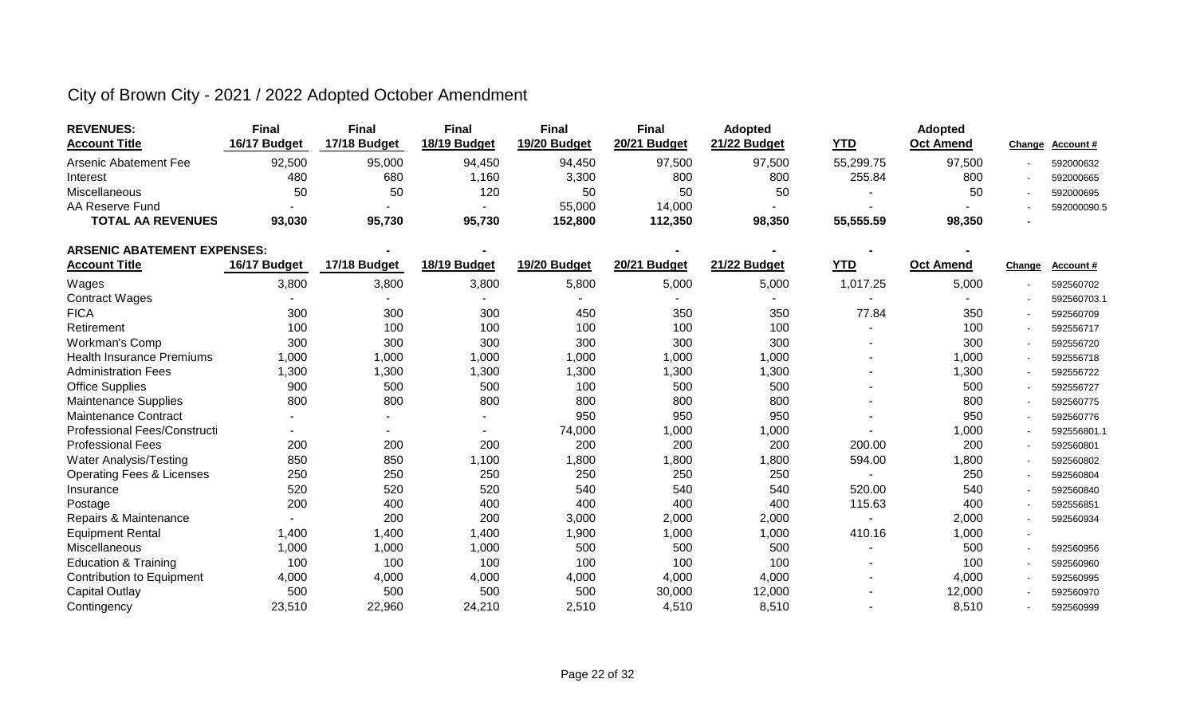# City of Brown City - 2021 / 2022 Adopted October Amendment

| REVENUES:<br>Account Title | Final<br>16/17 Budget | Final<br>17/18 Budget | Final<br>18/19 Budget | Final<br>19/20 Budget | Final<br>20/21 Budget | Adopted<br>21/22 Budget | YTD | Adopted<br>Oct Amend | Change | Account # |
|---|---|---|---|---|---|---|---|---|---|---|
| Arsenic Abatement Fee | 92,500 | 95,000 | 94,450 | 94,450 | 97,500 | 97,500 | 55,299.75 | 97,500 | - | 592000632 |
| Interest | 480 | 680 | 1,160 | 3,300 | 800 | 800 | 255.84 | 800 | - | 592000665 |
| Miscellaneous | 50 | 50 | 120 | 50 | 50 | 50 | - | 50 | - | 592000695 |
| AA Reserve Fund | - | - | - | 55,000 | 14,000 | - | - | - | - | 592000090.5 |
| **TOTAL AA REVENUES** | **93,030** | **95,730** | **95,730** | **152,800** | **112,350** | **98,350** | **55,555.59** | **98,350** | - | |

| ARSENIC ABATEMENT EXPENSES:<br>Account Title | 16/17 Budget | 17/18 Budget | 18/19 Budget | 19/20 Budget | 20/21 Budget | 21/22 Budget | YTD | Oct Amend | Change | Account # |
|---|---|---|---|---|---|---|---|---|---|---|
| Wages | 3,800 | 3,800 | 3,800 | 5,800 | 5,000 | 5,000 | 1,017.25 | 5,000 | - | 592560702 |
| Contract Wages | - | - | - | - | - | - | - | - | - | 592560703.1 |
| FICA | 300 | 300 | 300 | 450 | 350 | 350 | 77.84 | 350 | - | 592560709 |
| Retirement | 100 | 100 | 100 | 100 | 100 | 100 | - | 100 | - | 592556717 |
| Workman's Comp | 300 | 300 | 300 | 300 | 300 | 300 | - | 300 | - | 592556720 |
| Health Insurance Premiums | 1,000 | 1,000 | 1,000 | 1,000 | 1,000 | 1,000 | - | 1,000 | - | 592556718 |
| Administration Fees | 1,300 | 1,300 | 1,300 | 1,300 | 1,300 | 1,300 | - | 1,300 | - | 592556722 |
| Office Supplies | 900 | 500 | 500 | 100 | 500 | 500 | - | 500 | - | 592556727 |
| Maintenance Supplies | 800 | 800 | 800 | 800 | 800 | 800 | - | 800 | - | 592560775 |
| Maintenance Contract | - | - | - | 950 | 950 | 950 | - | 950 | - | 592560776 |
| Professional Fees/Constructi | - | - | - | 74,000 | 1,000 | 1,000 | - | 1,000 | - | 592556801.1 |
| Professional Fees | 200 | 200 | 200 | 200 | 200 | 200 | 200.00 | 200 | - | 592560801 |
| Water Analysis/Testing | 850 | 850 | 1,100 | 1,800 | 1,800 | 1,800 | 594.00 | 1,800 | - | 592560802 |
| Operating Fees & Licenses | 250 | 250 | 250 | 250 | 250 | 250 | - | 250 | - | 592560804 |
| Insurance | 520 | 520 | 520 | 540 | 540 | 540 | 520.00 | 540 | - | 592560840 |
| Postage | 200 | 400 | 400 | 400 | 400 | 400 | 115.63 | 400 | - | 592556851 |
| Repairs & Maintenance | - | 200 | 200 | 3,000 | 2,000 | 2,000 | - | 2,000 | - | 592560934 |
| Equipment Rental | 1,400 | 1,400 | 1,400 | 1,900 | 1,000 | 1,000 | 410.16 | 1,000 | - | |
| Miscellaneous | 1,000 | 1,000 | 1,000 | 500 | 500 | 500 | - | 500 | - | 592560956 |
| Education & Training | 100 | 100 | 100 | 100 | 100 | 100 | - | 100 | - | 592560960 |
| Contribution to Equipment | 4,000 | 4,000 | 4,000 | 4,000 | 4,000 | 4,000 | - | 4,000 | - | 592560995 |
| Capital Outlay | 500 | 500 | 500 | 500 | 30,000 | 12,000 | - | 12,000 | - | 592560970 |
| Contingency | 23,510 | 22,960 | 24,210 | 2,510 | 4,510 | 8,510 | - | 8,510 | - | 592560999 |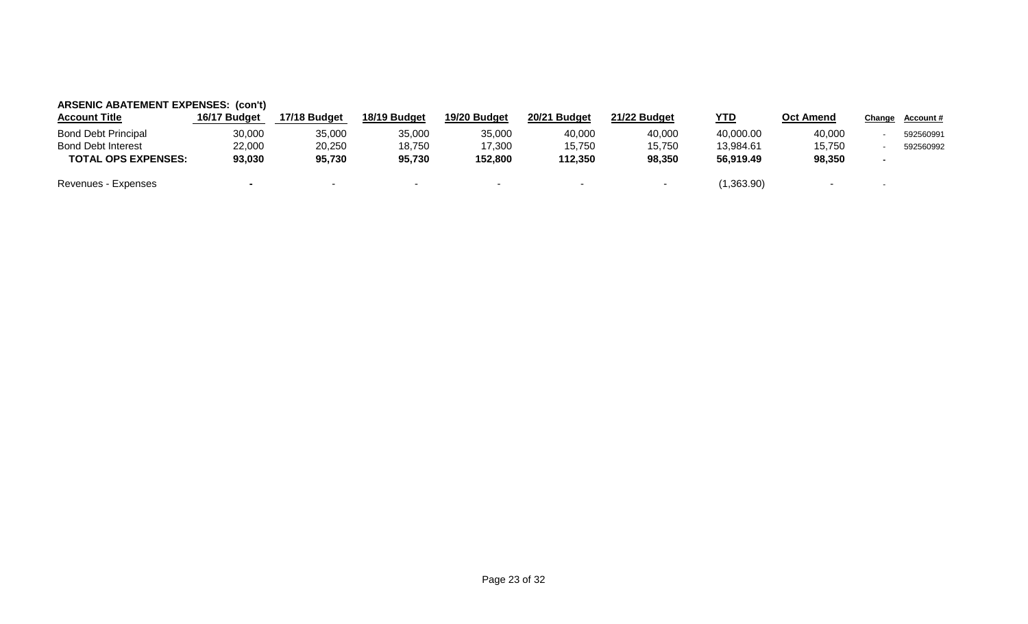**ARSENIC ABATEMENT EXPENSES: (con't)**

| Account Title | 16/17 Budget | 17/18 Budget | 18/19 Budget | 19/20 Budget | 20/21 Budget | 21/22 Budget | YTD | Oct Amend | Change | Account # |
|---|---|---|---|---|---|---|---|---|---|---|
| Bond Debt Principal | 30,000 | 35,000 | 35,000 | 35,000 | 40,000 | 40,000 | 40,000.00 | 40,000 | - | 592560991 |
| Bond Debt Interest | 22,000 | 20,250 | 18,750 | 17,300 | 15,750 | 15,750 | 13,984.61 | 15,750 | - | 592560992 |
| **TOTAL OPS EXPENSES:** | **93,030** | **95,730** | **95,730** | **152,800** | **112,350** | **98,350** | **56,919.49** | **98,350** | **-** | |
| Revenues - Expenses | **-** | - | - | - | - | - | (1,363.90) | - | - | |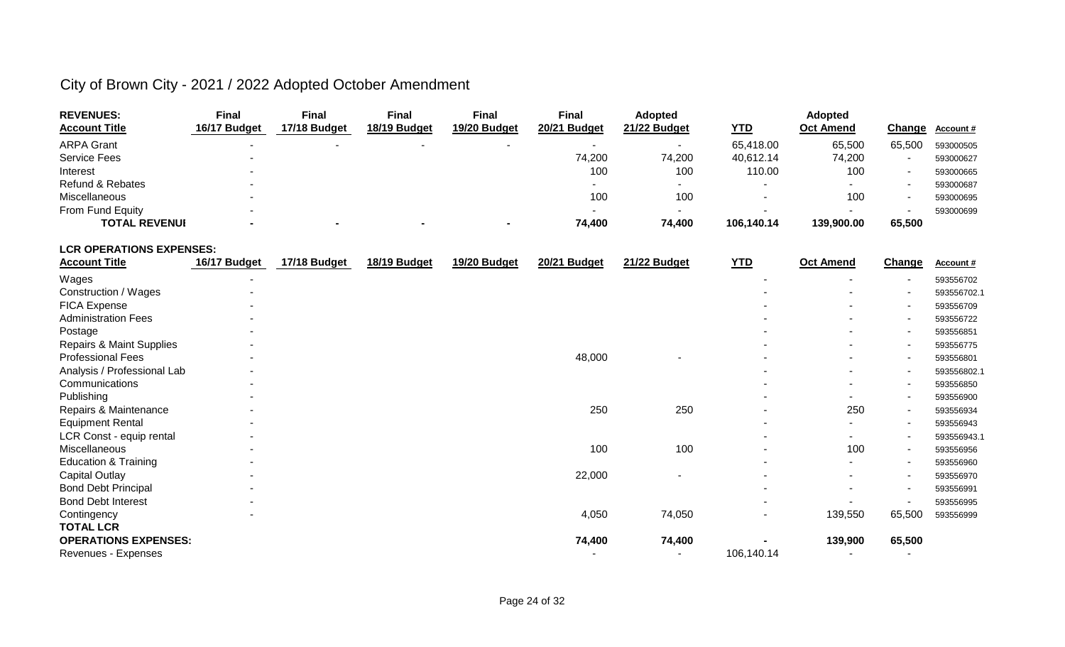# City of Brown City - 2021 / 2022 Adopted October Amendment

| REVENUES: Account Title | Final 16/17 Budget | Final 17/18 Budget | Final 18/19 Budget | Final 19/20 Budget | Final 20/21 Budget | Adopted 21/22 Budget | YTD | Adopted Oct Amend | Change | Account # |
|---|---|---|---|---|---|---|---|---|---|---|
| ARPA Grant | - | - | - | - | - | - | 65,418.00 | 65,500 | 65,500 | 593000505 |
| Service Fees | - | | | | 74,200 | 74,200 | 40,612.14 | 74,200 | - | 593000627 |
| Interest | - | | | | 100 | 100 | 110.00 | 100 | - | 593000665 |
| Refund & Rebates | - | | | | - | - | - | - | - | 593000687 |
| Miscellaneous | - | | | | 100 | 100 | - | 100 | - | 593000695 |
| From Fund Equity | - | | | | - | - | - | - | - | 593000699 |
| **TOTAL REVENUI** | **-** | **-** | **-** | **-** | **74,400** | **74,400** | **106,140.14** | **139,900.00** | **65,500** | |

**LCR OPERATIONS EXPENSES:**

| Account Title | 16/17 Budget | 17/18 Budget | 18/19 Budget | 19/20 Budget | 20/21 Budget | 21/22 Budget | YTD | Oct Amend | Change | Account # |
|---|---|---|---|---|---|---|---|---|---|---|
| Wages | - | | | | | | - | - | - | 593556702 |
| Construction / Wages | - | | | | | | - | - | - | 593556702.1 |
| FICA Expense | - | | | | | | - | - | - | 593556709 |
| Administration Fees | - | | | | | | - | - | - | 593556722 |
| Postage | - | | | | | | - | - | - | 593556851 |
| Repairs & Maint Supplies | - | | | | | | - | - | - | 593556775 |
| Professional Fees | - | | | | 48,000 | - | - | - | - | 593556801 |
| Analysis / Professional Lab | - | | | | | | - | - | - | 593556802.1 |
| Communications | - | | | | | | - | - | - | 593556850 |
| Publishing | - | | | | | | - | - | - | 593556900 |
| Repairs & Maintenance | - | | | | 250 | 250 | - | 250 | - | 593556934 |
| Equipment Rental | - | | | | | | - | - | - | 593556943 |
| LCR Const - equip rental | - | | | | | | - | - | - | 593556943.1 |
| Miscellaneous | - | | | | 100 | 100 | - | 100 | - | 593556956 |
| Education & Training | - | | | | | | - | - | - | 593556960 |
| Capital Outlay | - | | | | 22,000 | - | - | - | - | 593556970 |
| Bond Debt Principal | - | | | | | | - | - | - | 593556991 |
| Bond Debt Interest | - | | | | | | - | - | - | 593556995 |
| Contingency | - | | | | 4,050 | 74,050 | - | 139,550 | 65,500 | 593556999 |
| **TOTAL LCR OPERATIONS EXPENSES:** | | | | | **74,400** | **74,400** | **-** | **139,900** | **65,500** | |
| Revenues - Expenses | | | | | - | - | 106,140.14 | - | - | |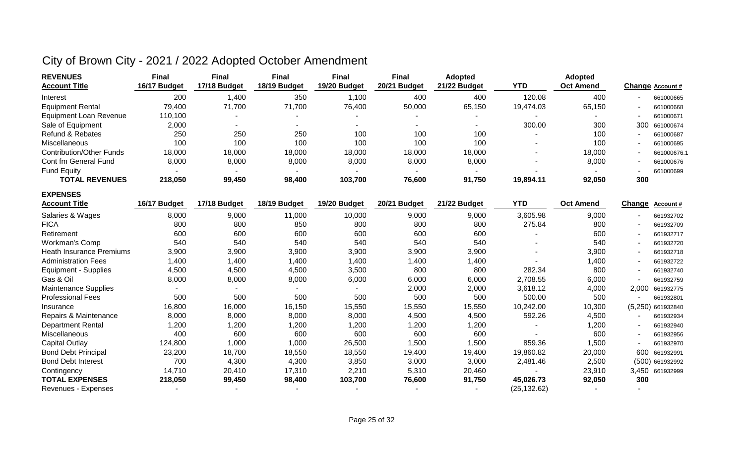# City of Brown City - 2021 / 2022 Adopted October Amendment

| REVENUES | Final | Final | Final | Final | Final | Adopted | | Adopted | | |
|---|---|---|---|---|---|---|---|---|---|---|
| **Account Title** | **16/17 Budget** | **17/18 Budget** | **18/19 Budget** | **19/20 Budget** | **20/21 Budget** | **21/22 Budget** | **YTD** | **Oct Amend** | **Change** | **Account #** |
| Interest | 200 | 1,400 | 350 | 1,100 | 400 | 400 | 120.08 | 400 | - | 661000665 |
| Equipment Rental | 79,400 | 71,700 | 71,700 | 76,400 | 50,000 | 65,150 | 19,474.03 | 65,150 | - | 661000668 |
| Equipment Loan Revenue | 110,100 | - | - | - | - | - | - | - | - | 661000671 |
| Sale of Equipment | 2,000 | - | - | - | - | - | 300.00 | 300 | 300 | 661000674 |
| Refund & Rebates | 250 | 250 | 250 | 100 | 100 | 100 | - | 100 | - | 661000687 |
| Miscellaneous | 100 | 100 | 100 | 100 | 100 | 100 | - | 100 | - | 661000695 |
| Contribution/Other Funds | 18,000 | 18,000 | 18,000 | 18,000 | 18,000 | 18,000 | - | 18,000 | - | 661000676.1 |
| Cont fm General Fund | 8,000 | 8,000 | 8,000 | 8,000 | 8,000 | 8,000 | - | 8,000 | - | 661000676 |
| Fund Equity | - | - | - | - | - | - | - | - | - | 661000699 |
| **TOTAL REVENUES** | **218,050** | **99,450** | **98,400** | **103,700** | **76,600** | **91,750** | **19,894.11** | **92,050** | **300** | |

| EXPENSES | | | | | | | | | | |
|---|---|---|---|---|---|---|---|---|---|---|
| **Account Title** | **16/17 Budget** | **17/18 Budget** | **18/19 Budget** | **19/20 Budget** | **20/21 Budget** | **21/22 Budget** | **YTD** | **Oct Amend** | **Change** | **Account #** |
| Salaries & Wages | 8,000 | 9,000 | 11,000 | 10,000 | 9,000 | 9,000 | 3,605.98 | 9,000 | - | 661932702 |
| FICA | 800 | 800 | 850 | 800 | 800 | 800 | 275.84 | 800 | - | 661932709 |
| Retirement | 600 | 600 | 600 | 600 | 600 | 600 | - | 600 | - | 661932717 |
| Workman's Comp | 540 | 540 | 540 | 540 | 540 | 540 | - | 540 | - | 661932720 |
| Heath Insurance Premiums | 3,900 | 3,900 | 3,900 | 3,900 | 3,900 | 3,900 | - | 3,900 | - | 661932718 |
| Administration Fees | 1,400 | 1,400 | 1,400 | 1,400 | 1,400 | 1,400 | - | 1,400 | - | 661932722 |
| Equipment - Supplies | 4,500 | 4,500 | 4,500 | 3,500 | 800 | 800 | 282.34 | 800 | - | 661932740 |
| Gas & Oil | 8,000 | 8,000 | 8,000 | 6,000 | 6,000 | 6,000 | 2,708.55 | 6,000 | - | 661932759 |
| Maintenance Supplies | - | - | - | - | 2,000 | 2,000 | 3,618.12 | 4,000 | 2,000 | 661932775 |
| Professional Fees | 500 | 500 | 500 | 500 | 500 | 500 | 500.00 | 500 | - | 661932801 |
| Insurance | 16,800 | 16,000 | 16,150 | 15,550 | 15,550 | 15,550 | 10,242.00 | 10,300 | (5,250) | 661932840 |
| Repairs & Maintenance | 8,000 | 8,000 | 8,000 | 8,000 | 4,500 | 4,500 | 592.26 | 4,500 | - | 661932934 |
| Department Rental | 1,200 | 1,200 | 1,200 | 1,200 | 1,200 | 1,200 | - | 1,200 | - | 661932940 |
| Miscellaneous | 400 | 600 | 600 | 600 | 600 | 600 | - | 600 | - | 661932956 |
| Capital Outlay | 124,800 | 1,000 | 1,000 | 26,500 | 1,500 | 1,500 | 859.36 | 1,500 | - | 661932970 |
| Bond Debt Principal | 23,200 | 18,700 | 18,550 | 18,550 | 19,400 | 19,400 | 19,860.82 | 20,000 | 600 | 661932991 |
| Bond Debt Interest | 700 | 4,300 | 4,300 | 3,850 | 3,000 | 3,000 | 2,481.46 | 2,500 | (500) | 661932992 |
| Contingency | 14,710 | 20,410 | 17,310 | 2,210 | 5,310 | 20,460 | - | 23,910 | 3,450 | 661932999 |
| **TOTAL EXPENSES** | **218,050** | **99,450** | **98,400** | **103,700** | **76,600** | **91,750** | **45,026.73** | **92,050** | **300** | |
| Revenues - Expenses | - | - | - | - | - | - | (25,132.62) | - | - | |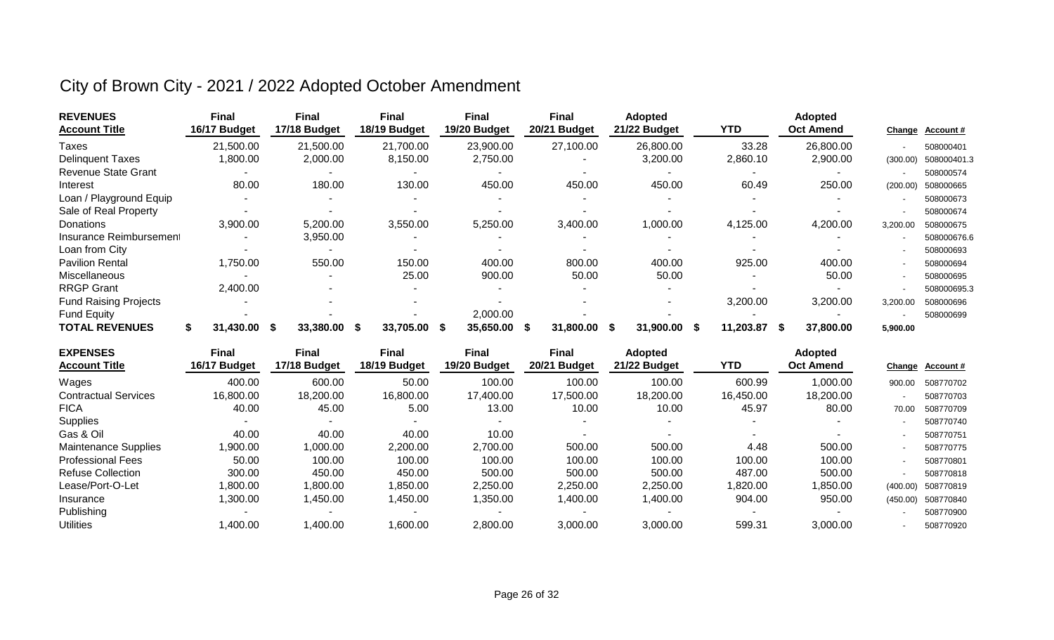# City of Brown City - 2021 / 2022 Adopted October Amendment

| REVENUES<br>Account Title | Final<br>16/17 Budget | Final<br>17/18 Budget | Final<br>18/19 Budget | Final<br>19/20 Budget | Final<br>20/21 Budget | Adopted<br>21/22 Budget | YTD | Adopted<br>Oct Amend | Change | Account # |
|---|---|---|---|---|---|---|---|---|---|---|
| Taxes | 21,500.00 | 21,500.00 | 21,700.00 | 23,900.00 | 27,100.00 | 26,800.00 | 33.28 | 26,800.00 | - | 508000401 |
| Delinquent Taxes | 1,800.00 | 2,000.00 | 8,150.00 | 2,750.00 | - | 3,200.00 | 2,860.10 | 2,900.00 | (300.00) | 508000401.3 |
| Revenue State Grant | - | - | - | - | - | - | - | - | - | 508000574 |
| Interest | 80.00 | 180.00 | 130.00 | 450.00 | 450.00 | 450.00 | 60.49 | 250.00 | (200.00) | 508000665 |
| Loan / Playground Equip | - | - | - | - | - | - | - | - | - | 508000673 |
| Sale of Real Property | - | - | - | - | - | - | - | - | - | 508000674 |
| Donations | 3,900.00 | 5,200.00 | 3,550.00 | 5,250.00 | 3,400.00 | 1,000.00 | 4,125.00 | 4,200.00 | 3,200.00 | 508000675 |
| Insurance Reimbursement | - | 3,950.00 | - | - | - | - | - | - | - | 508000676.6 |
| Loan from City | - | - | - | - | - | - | - | - | - | 508000693 |
| Pavilion Rental | 1,750.00 | 550.00 | 150.00 | 400.00 | 800.00 | 400.00 | 925.00 | 400.00 | - | 508000694 |
| Miscellaneous | - | - | 25.00 | 900.00 | 50.00 | 50.00 | - | 50.00 | - | 508000695 |
| RRGP Grant | 2,400.00 | - | - | - | - | - | - | - | - | 508000695.3 |
| Fund Raising Projects | - | - | - | - | - | - | 3,200.00 | 3,200.00 | 3,200.00 | 508000696 |
| Fund Equity | - | - | - | 2,000.00 | - | - | - | - | - | 508000699 |
| **TOTAL REVENUES** | **$ 31,430.00** | **$ 33,380.00** | **$ 33,705.00** | **$ 35,650.00** | **$ 31,800.00** | **$ 31,900.00** | **$ 11,203.87** | **$ 37,800.00** | **5,900.00** | |

| EXPENSES<br>Account Title | Final<br>16/17 Budget | Final<br>17/18 Budget | Final<br>18/19 Budget | Final<br>19/20 Budget | Final<br>20/21 Budget | Adopted<br>21/22 Budget | YTD | Adopted<br>Oct Amend | Change | Account # |
|---|---|---|---|---|---|---|---|---|---|---|
| Wages | 400.00 | 600.00 | 50.00 | 100.00 | 100.00 | 100.00 | 600.99 | 1,000.00 | 900.00 | 508770702 |
| Contractual Services | 16,800.00 | 18,200.00 | 16,800.00 | 17,400.00 | 17,500.00 | 18,200.00 | 16,450.00 | 18,200.00 | - | 508770703 |
| FICA | 40.00 | 45.00 | 5.00 | 13.00 | 10.00 | 10.00 | 45.97 | 80.00 | 70.00 | 508770709 |
| Supplies | - | - | - | - | - | - | - | - | - | 508770740 |
| Gas & Oil | 40.00 | 40.00 | 40.00 | 10.00 | - | - | - | - | - | 508770751 |
| Maintenance Supplies | 1,900.00 | 1,000.00 | 2,200.00 | 2,700.00 | 500.00 | 500.00 | 4.48 | 500.00 | - | 508770775 |
| Professional Fees | 50.00 | 100.00 | 100.00 | 100.00 | 100.00 | 100.00 | 100.00 | 100.00 | - | 508770801 |
| Refuse Collection | 300.00 | 450.00 | 450.00 | 500.00 | 500.00 | 500.00 | 487.00 | 500.00 | - | 508770818 |
| Lease/Port-O-Let | 1,800.00 | 1,800.00 | 1,850.00 | 2,250.00 | 2,250.00 | 2,250.00 | 1,820.00 | 1,850.00 | (400.00) | 508770819 |
| Insurance | 1,300.00 | 1,450.00 | 1,450.00 | 1,350.00 | 1,400.00 | 1,400.00 | 904.00 | 950.00 | (450.00) | 508770840 |
| Publishing | - | - | - | - | - | - | - | - | - | 508770900 |
| Utilities | 1,400.00 | 1,400.00 | 1,600.00 | 2,800.00 | 3,000.00 | 3,000.00 | 599.31 | 3,000.00 | - | 508770920 |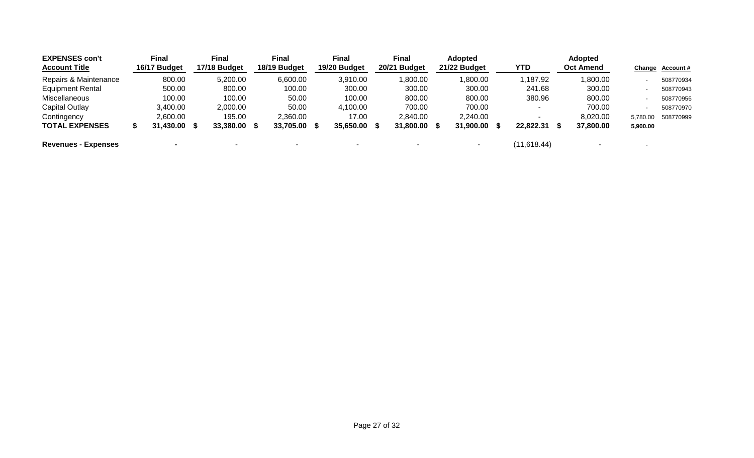| EXPENSES con't Account Title | Final 16/17 Budget | Final 17/18 Budget | Final 18/19 Budget | Final 19/20 Budget | Final 20/21 Budget | Adopted 21/22 Budget | YTD | Adopted Oct Amend | Change | Account # |
|---|---|---|---|---|---|---|---|---|---|---|
| Repairs & Maintenance | 800.00 | 5,200.00 | 6,600.00 | 3,910.00 | 1,800.00 | 1,800.00 | 1,187.92 | 1,800.00 | - | 508770934 |
| Equipment Rental | 500.00 | 800.00 | 100.00 | 300.00 | 300.00 | 300.00 | 241.68 | 300.00 | - | 508770943 |
| Miscellaneous | 100.00 | 100.00 | 50.00 | 100.00 | 800.00 | 800.00 | 380.96 | 800.00 | - | 508770956 |
| Capital Outlay | 3,400.00 | 2,000.00 | 50.00 | 4,100.00 | 700.00 | 700.00 | - | 700.00 | - | 508770970 |
| Contingency | 2,600.00 | 195.00 | 2,360.00 | 17.00 | 2,840.00 | 2,240.00 | - | 8,020.00 | 5,780.00 | 508770999 |
| **TOTAL EXPENSES** | **$ 31,430.00** | **$ 33,380.00** | **$ 33,705.00** | **$ 35,650.00** | **$ 31,800.00** | **$ 31,900.00** | **$ 22,822.31** | **$ 37,800.00** | **5,900.00** | |
| **Revenues - Expenses** | **-** | - | - | - | - | - | (11,618.44) | - | - | |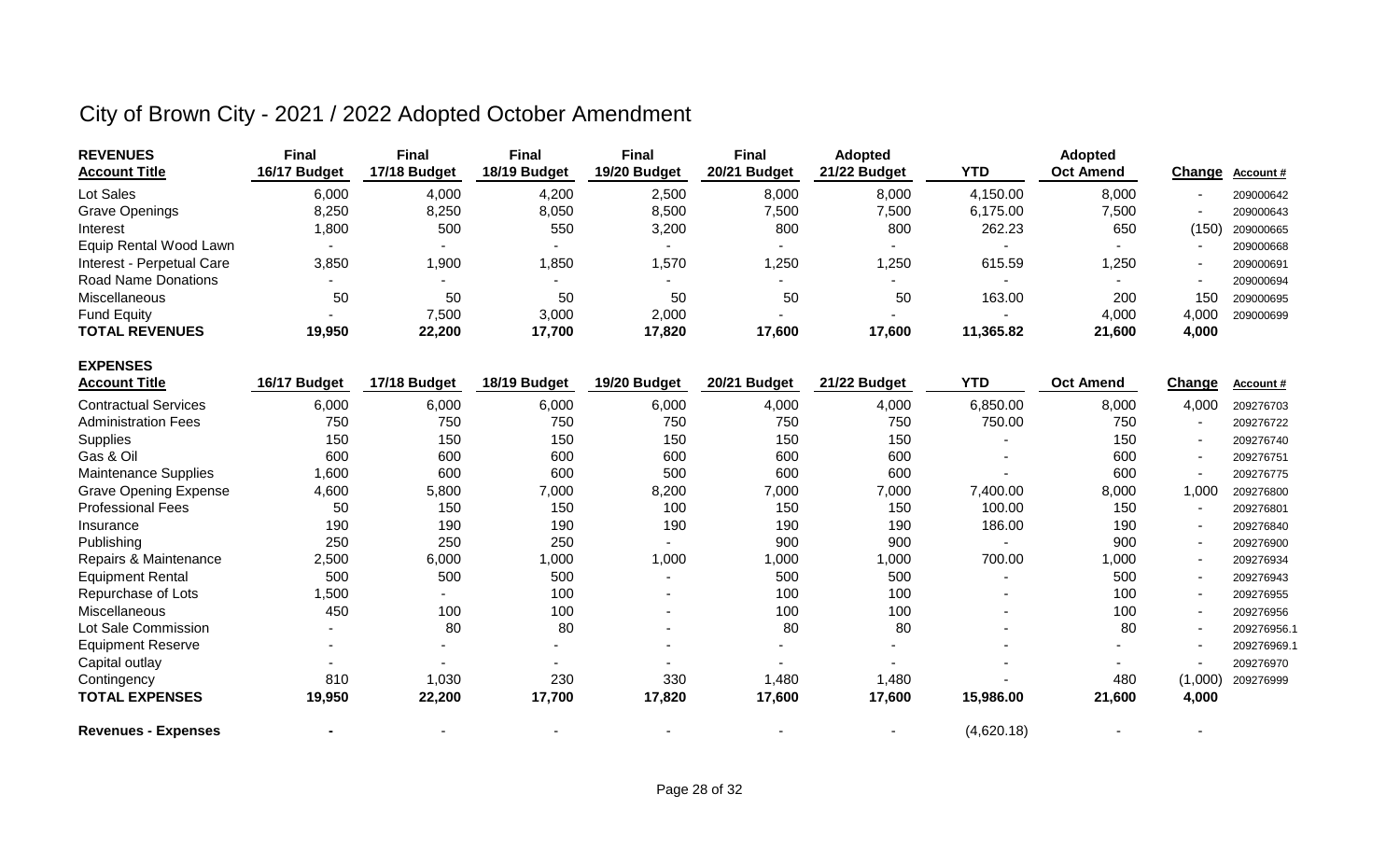# City of Brown City - 2021 / 2022 Adopted October Amendment

| **REVENUES** | **Final** | **Final** | **Final** | **Final** | **Final** | **Adopted** | | **Adopted** | | |
|---|---|---|---|---|---|---|---|---|---|---|
| **Account Title** | **16/17 Budget** | **17/18 Budget** | **18/19 Budget** | **19/20 Budget** | **20/21 Budget** | **21/22 Budget** | **YTD** | **Oct Amend** | **Change** | **Account #** |
| Lot Sales | 6,000 | 4,000 | 4,200 | 2,500 | 8,000 | 8,000 | 4,150.00 | 8,000 | - | 209000642 |
| Grave Openings | 8,250 | 8,250 | 8,050 | 8,500 | 7,500 | 7,500 | 6,175.00 | 7,500 | - | 209000643 |
| Interest | 1,800 | 500 | 550 | 3,200 | 800 | 800 | 262.23 | 650 | (150) | 209000665 |
| Equip Rental Wood Lawn | - | - | - | - | - | - | - | - | - | 209000668 |
| Interest - Perpetual Care | 3,850 | 1,900 | 1,850 | 1,570 | 1,250 | 1,250 | 615.59 | 1,250 | - | 209000691 |
| Road Name Donations | - | - | - | - | - | - | - | - | - | 209000694 |
| Miscellaneous | 50 | 50 | 50 | 50 | 50 | 50 | 163.00 | 200 | 150 | 209000695 |
| Fund Equity | - | 7,500 | 3,000 | 2,000 | - | - | - | 4,000 | 4,000 | 209000699 |
| **TOTAL REVENUES** | **19,950** | **22,200** | **17,700** | **17,820** | **17,600** | **17,600** | **11,365.82** | **21,600** | **4,000** | |

| **EXPENSES** | | | | | | | | | | |
|---|---|---|---|---|---|---|---|---|---|---|
| **Account Title** | **16/17 Budget** | **17/18 Budget** | **18/19 Budget** | **19/20 Budget** | **20/21 Budget** | **21/22 Budget** | **YTD** | **Oct Amend** | **Change** | **Account #** |
| Contractual Services | 6,000 | 6,000 | 6,000 | 6,000 | 4,000 | 4,000 | 6,850.00 | 8,000 | 4,000 | 209276703 |
| Administration Fees | 750 | 750 | 750 | 750 | 750 | 750 | 750.00 | 750 | - | 209276722 |
| Supplies | 150 | 150 | 150 | 150 | 150 | 150 | - | 150 | - | 209276740 |
| Gas & Oil | 600 | 600 | 600 | 600 | 600 | 600 | - | 600 | - | 209276751 |
| Maintenance Supplies | 1,600 | 600 | 600 | 500 | 600 | 600 | - | 600 | - | 209276775 |
| Grave Opening Expense | 4,600 | 5,800 | 7,000 | 8,200 | 7,000 | 7,000 | 7,400.00 | 8,000 | 1,000 | 209276800 |
| Professional Fees | 50 | 150 | 150 | 100 | 150 | 150 | 100.00 | 150 | - | 209276801 |
| Insurance | 190 | 190 | 190 | 190 | 190 | 190 | 186.00 | 190 | - | 209276840 |
| Publishing | 250 | 250 | 250 | - | 900 | 900 | - | 900 | - | 209276900 |
| Repairs & Maintenance | 2,500 | 6,000 | 1,000 | 1,000 | 1,000 | 1,000 | 700.00 | 1,000 | - | 209276934 |
| Equipment Rental | 500 | 500 | 500 | - | 500 | 500 | - | 500 | - | 209276943 |
| Repurchase of Lots | 1,500 | - | 100 | - | 100 | 100 | - | 100 | - | 209276955 |
| Miscellaneous | 450 | 100 | 100 | - | 100 | 100 | - | 100 | - | 209276956 |
| Lot Sale Commission | - | 80 | 80 | - | 80 | 80 | - | 80 | - | 209276956.1 |
| Equipment Reserve | - | - | - | - | - | - | - | - | - | 209276969.1 |
| Capital outlay | - | - | - | - | - | - | - | - | - | 209276970 |
| Contingency | 810 | 1,030 | 230 | 330 | 1,480 | 1,480 | - | 480 | (1,000) | 209276999 |
| **TOTAL EXPENSES** | **19,950** | **22,200** | **17,700** | **17,820** | **17,600** | **17,600** | **15,986.00** | **21,600** | **4,000** | |
| | | | | | | | | | | |
| **Revenues - Expenses** | **-** | - | - | - | - | - | (4,620.18) | - | - | |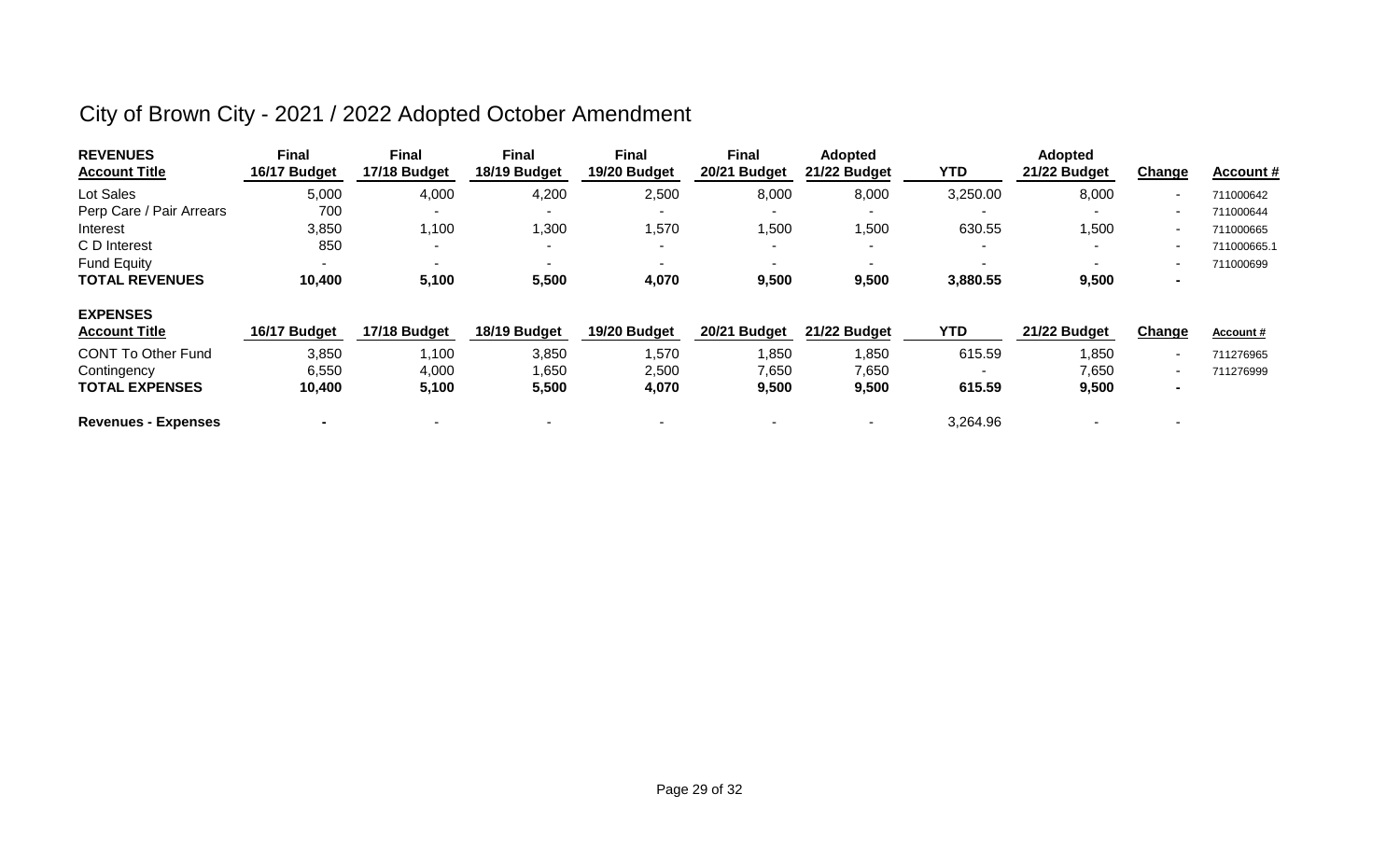# City of Brown City - 2021 / 2022 Adopted October Amendment

| REVENUES<br>Account Title | Final<br>16/17 Budget | Final<br>17/18 Budget | Final<br>18/19 Budget | Final<br>19/20 Budget | Final<br>20/21 Budget | Adopted<br>21/22 Budget | YTD | Adopted<br>21/22 Budget | Change | Account # |
|---|---|---|---|---|---|---|---|---|---|---|
| Lot Sales | 5,000 | 4,000 | 4,200 | 2,500 | 8,000 | 8,000 | 3,250.00 | 8,000 | - | 711000642 |
| Perp Care / Pair Arrears | 700 | - | - | - | - | - | - | - | - | 711000644 |
| Interest | 3,850 | 1,100 | 1,300 | 1,570 | 1,500 | 1,500 | 630.55 | 1,500 | - | 711000665 |
| C D Interest | 850 | - | - | - | - | - | - | - | - | 711000665.1 |
| Fund Equity | - | - | - | - | - | - | - | - | - | 711000699 |
| **TOTAL REVENUES** | **10,400** | **5,100** | **5,500** | **4,070** | **9,500** | **9,500** | **3,880.55** | **9,500** | **-** | |

| EXPENSES<br>Account Title | 16/17 Budget | 17/18 Budget | 18/19 Budget | 19/20 Budget | 20/21 Budget | 21/22 Budget | YTD | 21/22 Budget | Change | Account # |
|---|---|---|---|---|---|---|---|---|---|---|
| CONT To Other Fund | 3,850 | 1,100 | 3,850 | 1,570 | 1,850 | 1,850 | 615.59 | 1,850 | - | 711276965 |
| Contingency | 6,550 | 4,000 | 1,650 | 2,500 | 7,650 | 7,650 | - | 7,650 | - | 711276999 |
| **TOTAL EXPENSES** | **10,400** | **5,100** | **5,500** | **4,070** | **9,500** | **9,500** | **615.59** | **9,500** | **-** | |
| | | | | | | | | | | |
| **Revenues - Expenses** | **-** | - | - | - | - | - | 3,264.96 | - | - | |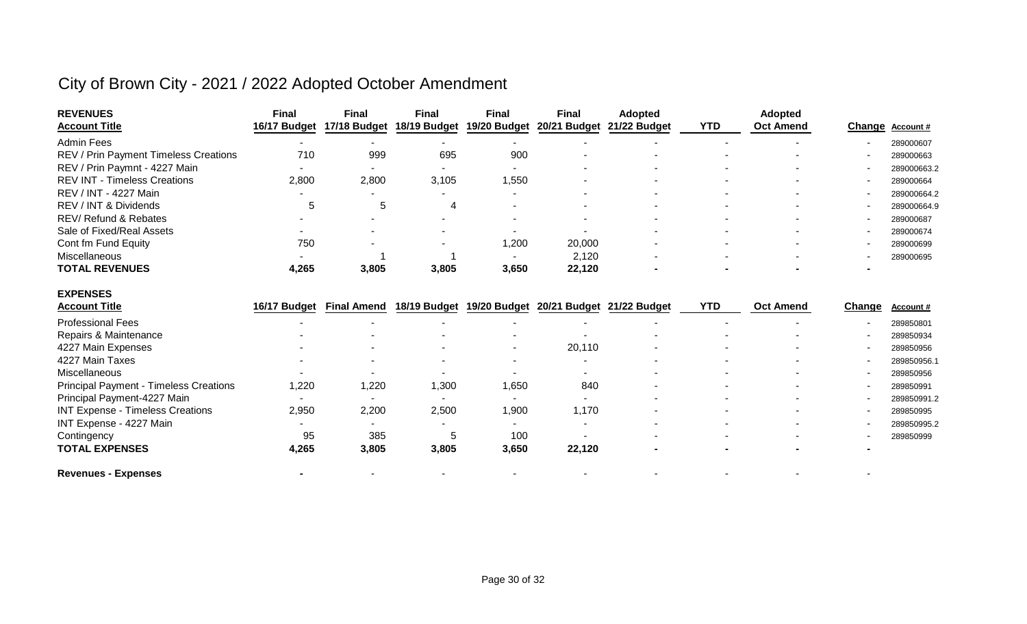# City of Brown City - 2021 / 2022 Adopted October Amendment

| REVENUES<br>Account Title | Final<br>16/17 Budget | Final<br>17/18 Budget | Final<br>18/19 Budget | Final<br>19/20 Budget | Final<br>20/21 Budget | Adopted<br>21/22 Budget | YTD | Adopted<br>Oct Amend | Change | Account # |
|---|---|---|---|---|---|---|---|---|---|---|
| Admin Fees | - | - | - | - | - | - | - | - | - | 289000607 |
| REV / Prin Payment Timeless Creations | 710 | 999 | 695 | 900 | - | - | - | - | - | 289000663 |
| REV / Prin Paymnt - 4227 Main | - | - | - | - | - | - | - | - | - | 289000663.2 |
| REV INT - Timeless Creations | 2,800 | 2,800 | 3,105 | 1,550 | - | - | - | - | - | 289000664 |
| REV / INT - 4227 Main | - | - | - | - | - | - | - | - | - | 289000664.2 |
| REV / INT & Dividends | 5 | 5 | 4 | - | - | - | - | - | - | 289000664.9 |
| REV/ Refund & Rebates | - | - | - | - | - | - | - | - | - | 289000687 |
| Sale of Fixed/Real Assets | - | - | - | - | - | - | - | - | - | 289000674 |
| Cont fm Fund Equity | 750 | - | - | 1,200 | 20,000 | - | - | - | - | 289000699 |
| Miscellaneous | - | 1 | 1 | - | 2,120 | - | - | - | - | 289000695 |
| **TOTAL REVENUES** | **4,265** | **3,805** | **3,805** | **3,650** | **22,120** | **-** | **-** | **-** | **-** | |

| EXPENSES<br>Account Title | 16/17 Budget | Final Amend | 18/19 Budget | 19/20 Budget | 20/21 Budget | 21/22 Budget | YTD | Oct Amend | Change | Account # |
|---|---|---|---|---|---|---|---|---|---|---|
| Professional Fees | - | - | - | - | - | - | - | - | - | 289850801 |
| Repairs & Maintenance | - | - | - | - | - | - | - | - | - | 289850934 |
| 4227 Main Expenses | - | - | - | - | 20,110 | - | - | - | - | 289850956 |
| 4227 Main Taxes | - | - | - | - | - | - | - | - | - | 289850956.1 |
| Miscellaneous | - | - | - | - | - | - | - | - | - | 289850956 |
| Principal Payment - Timeless Creations | 1,220 | 1,220 | 1,300 | 1,650 | 840 | - | - | - | - | 289850991 |
| Principal Payment-4227 Main | - | - | - | - | - | - | - | - | - | 289850991.2 |
| INT Expense - Timeless Creations | 2,950 | 2,200 | 2,500 | 1,900 | 1,170 | - | - | - | - | 289850995 |
| INT Expense - 4227 Main | - | - | - | - | - | - | - | - | - | 289850995.2 |
| Contingency | 95 | 385 | 5 | 100 | - | - | - | - | - | 289850999 |
| **TOTAL EXPENSES** | **4,265** | **3,805** | **3,805** | **3,650** | **22,120** | **-** | **-** | **-** | **-** | |
| **Revenues - Expenses** | **-** | - | - | - | - | - | - | - | - | |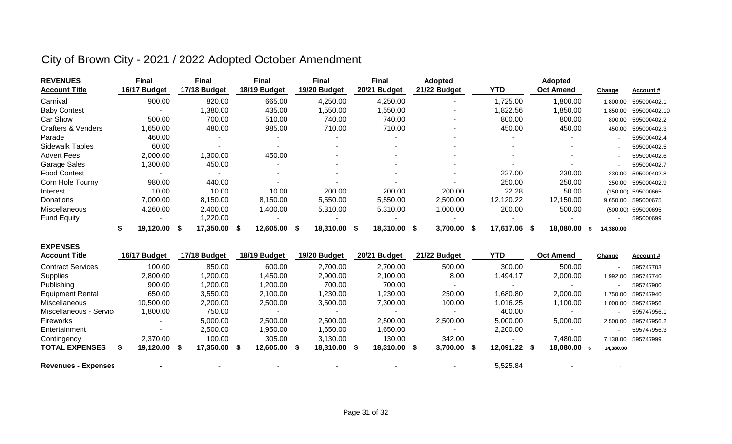# City of Brown City - 2021 / 2022 Adopted October Amendment

| REVENUES<br>Account Title | Final<br>16/17 Budget | Final<br>17/18 Budget | Final<br>18/19 Budget | Final<br>19/20 Budget | Final<br>20/21 Budget | Adopted<br>21/22 Budget | YTD | Adopted<br>Oct Amend | Change | Account # |
|---|---|---|---|---|---|---|---|---|---|---|
| Carnival | 900.00 | 820.00 | 665.00 | 4,250.00 | 4,250.00 | - | 1,725.00 | 1,800.00 | 1,800.00 | 595000402.1 |
| Baby Contest | - | 1,380.00 | 435.00 | 1,550.00 | 1,550.00 | - | 1,822.56 | 1,850.00 | 1,850.00 | 595000402.10 |
| Car Show | 500.00 | 700.00 | 510.00 | 740.00 | 740.00 | - | 800.00 | 800.00 | 800.00 | 595000402.2 |
| Crafters & Venders | 1,650.00 | 480.00 | 985.00 | 710.00 | 710.00 | - | 450.00 | 450.00 | 450.00 | 595000402.3 |
| Parade | 460.00 | - | - | - | - | - | - | - | - | 595000402.4 |
| Sidewalk Tables | 60.00 | - | - | - | - | - | - | - | - | 595000402.5 |
| Advert Fees | 2,000.00 | 1,300.00 | 450.00 | - | - | - | - | - | - | 595000402.6 |
| Garage Sales | 1,300.00 | 450.00 | - | - | - | - | - | - | - | 595000402.7 |
| Food Contest | - | - | - | - | - | - | 227.00 | 230.00 | 230.00 | 595000402.8 |
| Corn Hole Tourny | 980.00 | 440.00 | - | - | - | - | 250.00 | 250.00 | 250.00 | 595000402.9 |
| Interest | 10.00 | 10.00 | 10.00 | 200.00 | 200.00 | 200.00 | 22.28 | 50.00 | (150.00) | 595000665 |
| Donations | 7,000.00 | 8,150.00 | 8,150.00 | 5,550.00 | 5,550.00 | 2,500.00 | 12,120.22 | 12,150.00 | 9,650.00 | 595000675 |
| Miscellaneous | 4,260.00 | 2,400.00 | 1,400.00 | 5,310.00 | 5,310.00 | 1,000.00 | 200.00 | 500.00 | (500.00) | 595000695 |
| Fund Equity | - | 1,220.00 | - | - | - | - | - | - | - | 595000699 |
| | $ 19,120.00 | $ 17,350.00 | $ 12,605.00 | $ 18,310.00 | $ 18,310.00 | $ 3,700.00 | $ 17,617.06 | $ 18,080.00 | $ 14,380.00 | |

| EXPENSES<br>Account Title | 16/17 Budget | 17/18 Budget | 18/19 Budget | 19/20 Budget | 20/21 Budget | 21/22 Budget | YTD | Oct Amend | Change | Account # |
|---|---|---|---|---|---|---|---|---|---|---|
| Contract Services | 100.00 | 850.00 | 600.00 | 2,700.00 | 2,700.00 | 500.00 | 300.00 | 500.00 | - | 595747703 |
| Supplies | 2,800.00 | 1,200.00 | 1,450.00 | 2,900.00 | 2,100.00 | 8.00 | 1,494.17 | 2,000.00 | 1,992.00 | 595747740 |
| Publishing | 900.00 | 1,200.00 | 1,200.00 | 700.00 | 700.00 | - | - | - | - | 595747900 |
| Equipment Rental | 650.00 | 3,550.00 | 2,100.00 | 1,230.00 | 1,230.00 | 250.00 | 1,680.80 | 2,000.00 | 1,750.00 | 595747940 |
| Miscellaneous | 10,500.00 | 2,200.00 | 2,500.00 | 3,500.00 | 7,300.00 | 100.00 | 1,016.25 | 1,100.00 | 1,000.00 | 595747956 |
| Miscellaneous - Servic | 1,800.00 | 750.00 | - | - | - | - | 400.00 | - | - | 595747956.1 |
| Fireworks | - | 5,000.00 | 2,500.00 | 2,500.00 | 2,500.00 | 2,500.00 | 5,000.00 | 5,000.00 | 2,500.00 | 595747956.2 |
| Entertainment | - | 2,500.00 | 1,950.00 | 1,650.00 | 1,650.00 | - | 2,200.00 | - | - | 595747956.3 |
| Contingency | 2,370.00 | 100.00 | 305.00 | 3,130.00 | 130.00 | 342.00 | - | 7,480.00 | 7,138.00 | 595747999 |
| **TOTAL EXPENSES** | $ 19,120.00 | $ 17,350.00 | $ 12,605.00 | $ 18,310.00 | $ 18,310.00 | $ 3,700.00 | $ 12,091.22 | $ 18,080.00 | $ 14,380.00 | |
| | | | | | | | | | | |
| **Revenues - Expenses** | - | - | - | - | - | - | 5,525.84 | - | - | |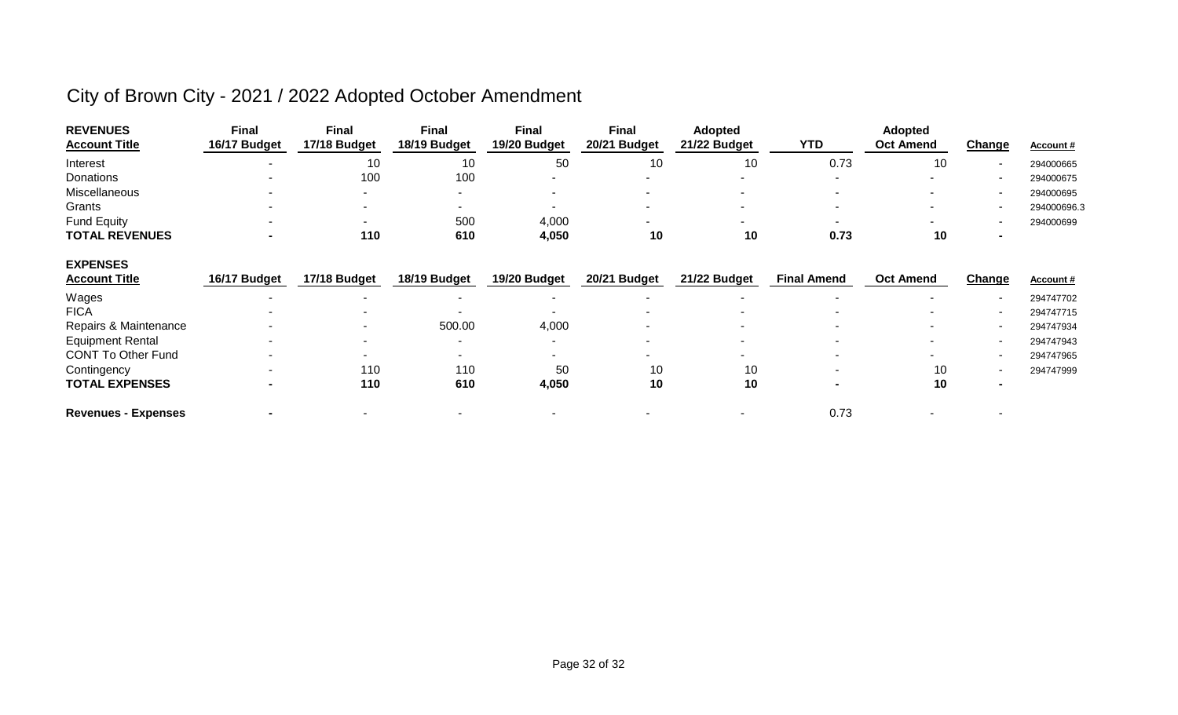# City of Brown City - 2021 / 2022 Adopted October Amendment

| REVENUES<br>Account Title | Final<br>16/17 Budget | Final<br>17/18 Budget | Final<br>18/19 Budget | Final<br>19/20 Budget | Final<br>20/21 Budget | Adopted<br>21/22 Budget | YTD | Adopted<br>Oct Amend | Change | Account # |
|---|---|---|---|---|---|---|---|---|---|---|
| Interest | - | 10 | 10 | 50 | 10 | 10 | 0.73 | 10 | - | 294000665 |
| Donations | - | 100 | 100 | - | - | - | - | - | - | 294000675 |
| Miscellaneous | - | - | - | - | - | - | - | - | - | 294000695 |
| Grants | - | - | - | - | - | - | - | - | - | 294000696.3 |
| Fund Equity | - | - | 500 | 4,000 | - | - | - | - | - | 294000699 |
| **TOTAL REVENUES** | **-** | **110** | **610** | **4,050** | **10** | **10** | **0.73** | **10** | **-** | |

| EXPENSES<br>Account Title | 16/17 Budget | 17/18 Budget | 18/19 Budget | 19/20 Budget | 20/21 Budget | 21/22 Budget | Final Amend | Oct Amend | Change | Account # |
|---|---|---|---|---|---|---|---|---|---|---|
| Wages | - | - | - | - | - | - | - | - | - | 294747702 |
| FICA | - | - | - | - | - | - | - | - | - | 294747715 |
| Repairs & Maintenance | - | - | 500.00 | 4,000 | - | - | - | - | - | 294747934 |
| Equipment Rental | - | - | - | - | - | - | - | - | - | 294747943 |
| CONT To Other Fund | - | - | - | - | - | - | - | - | - | 294747965 |
| Contingency | - | 110 | 110 | 50 | 10 | 10 | - | 10 | - | 294747999 |
| **TOTAL EXPENSES** | **-** | **110** | **610** | **4,050** | **10** | **10** | **-** | **10** | **-** | |
| | | | | | | | | | | |
| **Revenues - Expenses** | **-** | - | - | - | - | - | 0.73 | - | - | |